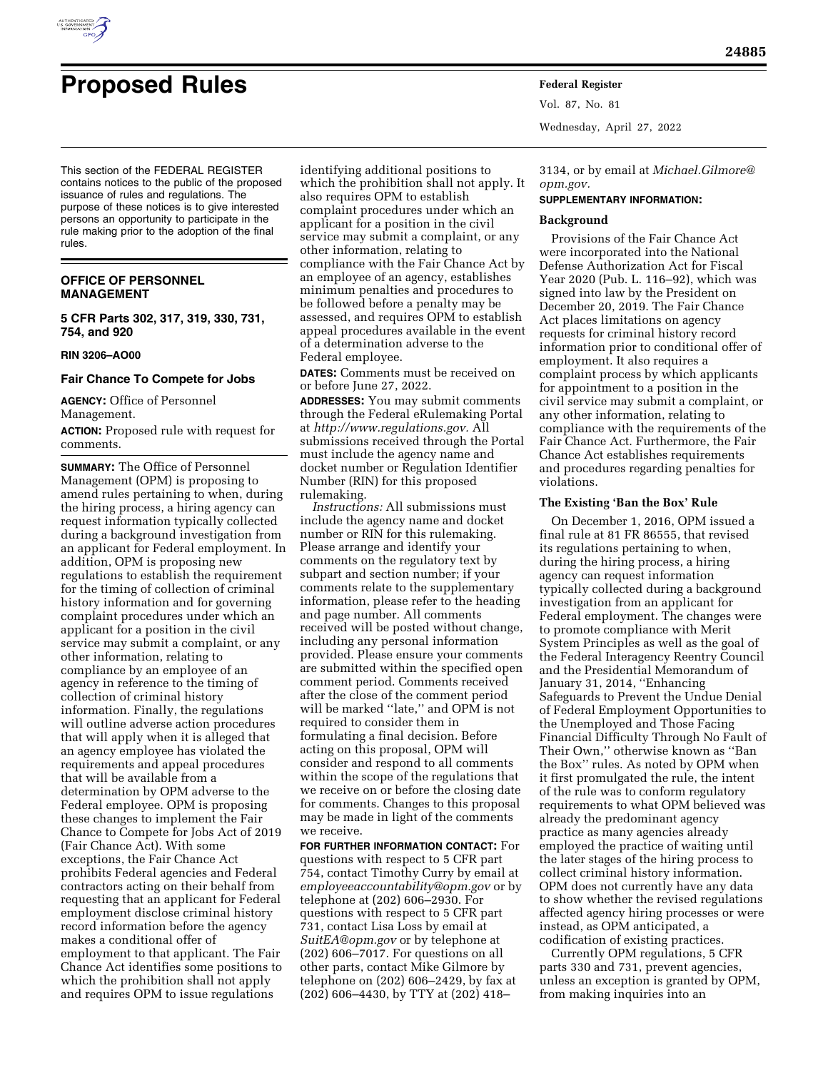# Proposed Rules

This section of the FEDERAL REGISTER contains notices to the public of the proposed issuance of rules and regulations. The purpose of these notices is to give interested persons an opportunity to participate in the rule making prior to the adoption of the final rules.

## OFFICE OF PERSONNEL MANAGEMENT

### 5 CFR Parts 302, 317, 319, 330, 731, 754, and 920

**RIN 3206–AO00**

### Fair Chance To Compete for Jobs

**AGENCY:** Office of Personnel Management.

**ACTION:** Proposed rule with request for comments.

**SUMMARY:** The Office of Personnel Management (OPM) is proposing to amend rules pertaining to when, during the hiring process, a hiring agency can request information typically collected during a background investigation from an applicant for Federal employment. In addition, OPM is proposing new regulations to establish the requirement for the timing of collection of criminal history information and for governing complaint procedures under which an applicant for a position in the civil service may submit a complaint, or any other information, relating to compliance by an employee of an agency in reference to the timing of collection of criminal history information. Finally, the regulations will outline adverse action procedures that will apply when it is alleged that an agency employee has violated the requirements and appeal procedures that will be available from a determination by OPM adverse to the Federal employee. OPM is proposing these changes to implement the Fair Chance to Compete for Jobs Act of 2019 (Fair Chance Act). With some exceptions, the Fair Chance Act prohibits Federal agencies and Federal contractors acting on their behalf from requesting that an applicant for Federal employment disclose criminal history record information before the agency makes a conditional offer of employment to that applicant. The Fair Chance Act identifies some positions to which the prohibition shall not apply and requires OPM to issue regulations identifying additional positions to which the prohibition shall not apply. It also requires OPM to establish complaint procedures under which an applicant for a position in the civil service may submit a complaint, or any other information, relating to compliance with the Fair Chance Act by an employee of an agency, establishes minimum penalties and procedures to be followed before a penalty may be assessed, and requires OPM to establish appeal procedures available in the event of a determination adverse to the Federal employee.

**DATES:** Comments must be received on or before June 27, 2022.

**ADDRESSES:** You may submit comments through the Federal eRulemaking Portal at *http://www.regulations.gov.* All submissions received through the Portal must include the agency name and docket number or Regulation Identifier Number (RIN) for this proposed rulemaking.

*Instructions:* All submissions must include the agency name and docket number or RIN for this rulemaking. Please arrange and identify your comments on the regulatory text by subpart and section number; if your comments relate to the supplementary information, please refer to the heading and page number. All comments received will be posted without change, including any personal information provided. Please ensure your comments are submitted within the specified open comment period. Comments received after the close of the comment period will be marked ''late,'' and OPM is not required to consider them in formulating a final decision. Before acting on this proposal, OPM will consider and respond to all comments within the scope of the regulations that we receive on or before the closing date for comments. Changes to this proposal may be made in light of the comments we receive.

**FOR FURTHER INFORMATION CONTACT:** For questions with respect to 5 CFR part 754, contact Timothy Curry by email at *employeeaccountability@opm.gov* or by telephone at (202) 606–2930. For questions with respect to 5 CFR part 731, contact Lisa Loss by email at *SuitEA@opm.gov* or by telephone at (202) 606–7017. For questions on all other parts, contact Mike Gilmore by telephone on (202) 606–2429, by fax at (202) 606–4430, by TTY at (202) 418–3134, or by email at *Michael.Gilmore@opm.gov.*

**SUPPLEMENTARY INFORMATION:**

**Background**

Provisions of the Fair Chance Act were incorporated into the National Defense Authorization Act for Fiscal Year 2020 (Pub. L. 116–92), which was signed into law by the President on December 20, 2019. The Fair Chance Act places limitations on agency requests for criminal history record information prior to conditional offer of employment. It also requires a complaint process by which applicants for appointment to a position in the civil service may submit a complaint, or any other information, relating to compliance with the requirements of the Fair Chance Act. Furthermore, the Fair Chance Act establishes requirements and procedures regarding penalties for violations.

**The Existing 'Ban the Box' Rule**

On December 1, 2016, OPM issued a final rule at 81 FR 86555, that revised its regulations pertaining to when, during the hiring process, a hiring agency can request information typically collected during a background investigation from an applicant for Federal employment. The changes were to promote compliance with Merit System Principles as well as the goal of the Federal Interagency Reentry Council and the Presidential Memorandum of January 31, 2014, ''Enhancing Safeguards to Prevent the Undue Denial of Federal Employment Opportunities to the Unemployed and Those Facing Financial Difficulty Through No Fault of Their Own,'' otherwise known as ''Ban the Box'' rules. As noted by OPM when it first promulgated the rule, the intent of the rule was to conform regulatory requirements to what OPM believed was already the predominant agency practice as many agencies already employed the practice of waiting until the later stages of the hiring process to collect criminal history information. OPM does not currently have any data to show whether the revised regulations affected agency hiring processes or were instead, as OPM anticipated, a codification of existing practices.

Currently OPM regulations, 5 CFR parts 330 and 731, prevent agencies, unless an exception is granted by OPM, from making inquiries into an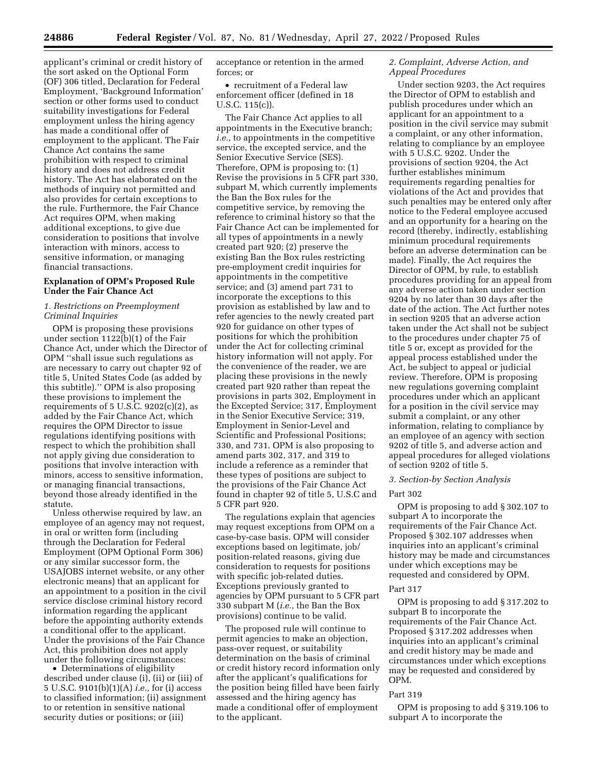applicant's criminal or credit history of the sort asked on the Optional Form (OF) 306 titled, Declaration for Federal Employment, 'Background Information' section or other forms used to conduct suitability investigations for Federal employment unless the hiring agency has made a conditional offer of employment to the applicant. The Fair Chance Act contains the same prohibition with respect to criminal history and does not address credit history. The Act has elaborated on the methods of inquiry not permitted and also provides for certain exceptions to the rule. Furthermore, the Fair Chance Act requires OPM, when making additional exceptions, to give due consideration to positions that involve interaction with minors, access to sensitive information, or managing financial transactions.

## Explanation of OPM's Proposed Rule Under the Fair Chance Act

### *1. Restrictions on Preemployment Criminal Inquiries*

OPM is proposing these provisions under section 1122(b)(1) of the Fair Chance Act, under which the Director of OPM "shall issue such regulations as are necessary to carry out chapter 92 of title 5, United States Code (as added by this subtitle)." OPM is also proposing these provisions to implement the requirements of 5 U.S.C. 9202(c)(2), as added by the Fair Chance Act, which requires the OPM Director to issue regulations identifying positions with respect to which the prohibition shall not apply giving due consideration to positions that involve interaction with minors, access to sensitive information, or managing financial transactions, beyond those already identified in the statute.

Unless otherwise required by law, an employee of an agency may not request, in oral or written form (including through the Declaration for Federal Employment (OPM Optional Form 306) or any similar successor form, the USAJOBS internet website, or any other electronic means) that an applicant for an appointment to a position in the civil service disclose criminal history record information regarding the applicant before the appointing authority extends a conditional offer to the applicant. Under the provisions of the Fair Chance Act, this prohibition does not apply under the following circumstances:

- Determinations of eligibility described under clause (i), (ii) or (iii) of 5 U.S.C. 9101(b)(1)(A) *i.e.,* for (i) access to classified information; (ii) assignment to or retention in sensitive national security duties or positions; or (iii) acceptance or retention in the armed forces; or
- recruitment of a Federal law enforcement officer (defined in 18 U.S.C. 115(c)).

The Fair Chance Act applies to all appointments in the Executive branch; *i.e.,* to appointments in the competitive service, the excepted service, and the Senior Executive Service (SES). Therefore, OPM is proposing to: (1) Revise the provisions in 5 CFR part 330, subpart M, which currently implements the Ban the Box rules for the competitive service, by removing the reference to criminal history so that the Fair Chance Act can be implemented for all types of appointments in a newly created part 920; (2) preserve the existing Ban the Box rules restricting pre-employment credit inquiries for appointments in the competitive service; and (3) amend part 731 to incorporate the exceptions to this provision as established by law and to refer agencies to the newly created part 920 for guidance on other types of positions for which the prohibition under the Act for collecting criminal history information will not apply. For the convenience of the reader, we are placing these provisions in the newly created part 920 rather than repeat the provisions in parts 302, Employment in the Excepted Service; 317, Employment in the Senior Executive Service; 319, Employment in Senior-Level and Scientific and Professional Positions; 330, and 731. OPM is also proposing to amend parts 302, 317, and 319 to include a reference as a reminder that these types of positions are subject to the provisions of the Fair Chance Act found in chapter 92 of title 5, U.S.C and 5 CFR part 920.

The regulations explain that agencies may request exceptions from OPM on a case-by-case basis. OPM will consider exceptions based on legitimate, job/position-related reasons, giving due consideration to requests for positions with specific job-related duties. Exceptions previously granted to agencies by OPM pursuant to 5 CFR part 330 subpart M (*i.e.,* the Ban the Box provisions) continue to be valid.

The proposed rule will continue to permit agencies to make an objection, pass-over request, or suitability determination on the basis of criminal or credit history record information only after the applicant's qualifications for the position being filled have been fairly assessed and the hiring agency has made a conditional offer of employment to the applicant.

### *2. Complaint, Adverse Action, and Appeal Procedures*

Under section 9203, the Act requires the Director of OPM to establish and publish procedures under which an applicant for an appointment to a position in the civil service may submit a complaint, or any other information, relating to compliance by an employee with 5 U.S.C. 9202. Under the provisions of section 9204, the Act further establishes minimum requirements regarding penalties for violations of the Act and provides that such penalties may be entered only after notice to the Federal employee accused and an opportunity for a hearing on the record (thereby, indirectly, establishing minimum procedural requirements before an adverse determination can be made). Finally, the Act requires the Director of OPM, by rule, to establish procedures providing for an appeal from any adverse action taken under section 9204 by no later than 30 days after the date of the action. The Act further notes in section 9205 that an adverse action taken under the Act shall not be subject to the procedures under chapter 75 of title 5 or, except as provided for the appeal process established under the Act, be subject to appeal or judicial review. Therefore, OPM is proposing new regulations governing complaint procedures under which an applicant for a position in the civil service may submit a complaint, or any other information, relating to compliance by an employee of an agency with section 9202 of title 5, and adverse action and appeal procedures for alleged violations of section 9202 of title 5.

### *3. Section-by Section Analysis*

#### Part 302

OPM is proposing to add § 302.107 to subpart A to incorporate the requirements of the Fair Chance Act. Proposed § 302.107 addresses when inquiries into an applicant's criminal history may be made and circumstances under which exceptions may be requested and considered by OPM.

#### Part 317

OPM is proposing to add § 317.202 to subpart B to incorporate the requirements of the Fair Chance Act. Proposed § 317.202 addresses when inquiries into an applicant's criminal and credit history may be made and circumstances under which exceptions may be requested and considered by OPM.

#### Part 319

OPM is proposing to add § 319.106 to subpart A to incorporate the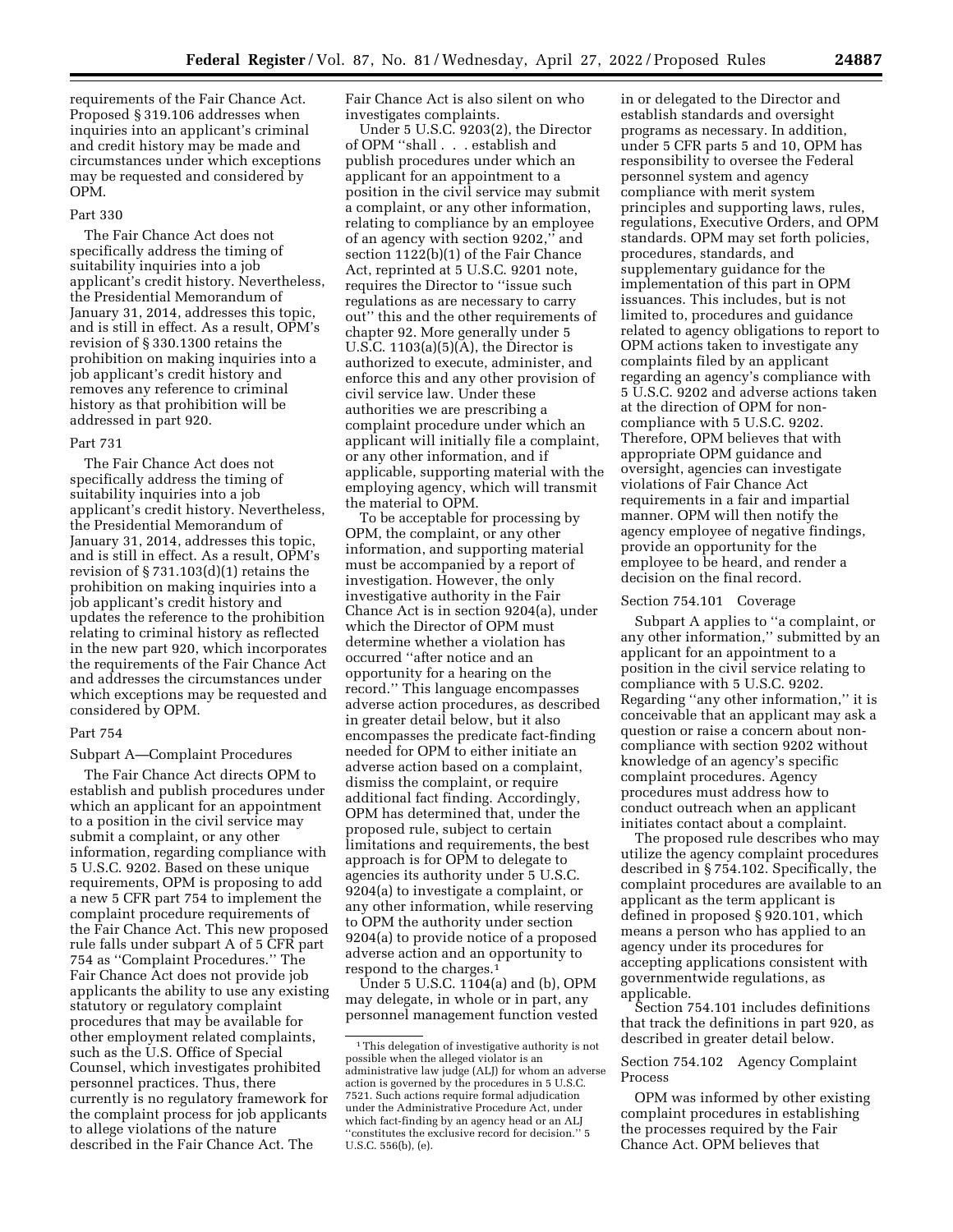requirements of the Fair Chance Act. Proposed § 319.106 addresses when inquiries into an applicant's criminal and credit history may be made and circumstances under which exceptions may be requested and considered by OPM.

Part 330

The Fair Chance Act does not specifically address the timing of suitability inquiries into a job applicant's credit history. Nevertheless, the Presidential Memorandum of January 31, 2014, addresses this topic, and is still in effect. As a result, OPM's revision of § 330.1300 retains the prohibition on making inquiries into a job applicant's credit history and removes any reference to criminal history as that prohibition will be addressed in part 920.

Part 731

The Fair Chance Act does not specifically address the timing of suitability inquiries into a job applicant's credit history. Nevertheless, the Presidential Memorandum of January 31, 2014, addresses this topic, and is still in effect. As a result, OPM's revision of § 731.103(d)(1) retains the prohibition on making inquiries into a job applicant's credit history and updates the reference to the prohibition relating to criminal history as reflected in the new part 920, which incorporates the requirements of the Fair Chance Act and addresses the circumstances under which exceptions may be requested and considered by OPM.

Part 754

Subpart A—Complaint Procedures

The Fair Chance Act directs OPM to establish and publish procedures under which an applicant for an appointment to a position in the civil service may submit a complaint, or any other information, regarding compliance with 5 U.S.C. 9202. Based on these unique requirements, OPM is proposing to add a new 5 CFR part 754 to implement the complaint procedure requirements of the Fair Chance Act. This new proposed rule falls under subpart A of 5 CFR part 754 as ''Complaint Procedures.'' The Fair Chance Act does not provide job applicants the ability to use any existing statutory or regulatory complaint procedures that may be available for other employment related complaints, such as the U.S. Office of Special Counsel, which investigates prohibited personnel practices. Thus, there currently is no regulatory framework for the complaint process for job applicants to allege violations of the nature described in the Fair Chance Act. The Fair Chance Act is also silent on who investigates complaints.

Under 5 U.S.C. 9203(2), the Director of OPM ''shall . . . establish and publish procedures under which an applicant for an appointment to a position in the civil service may submit a complaint, or any other information, relating to compliance by an employee of an agency with section 9202,'' and section 1122(b)(1) of the Fair Chance Act, reprinted at 5 U.S.C. 9201 note, requires the Director to ''issue such regulations as are necessary to carry out'' this and the other requirements of chapter 92. More generally under 5 U.S.C. 1103(a)(5)(A), the Director is authorized to execute, administer, and enforce this and any other provision of civil service law. Under these authorities we are prescribing a complaint procedure under which an applicant will initially file a complaint, or any other information, and if applicable, supporting material with the employing agency, which will transmit the material to OPM.

To be acceptable for processing by OPM, the complaint, or any other information, and supporting material must be accompanied by a report of investigation. However, the only investigative authority in the Fair Chance Act is in section 9204(a), under which the Director of OPM must determine whether a violation has occurred ''after notice and an opportunity for a hearing on the record.'' This language encompasses adverse action procedures, as described in greater detail below, but it also encompasses the predicate fact-finding needed for OPM to either initiate an adverse action based on a complaint, dismiss the complaint, or require additional fact finding. Accordingly, OPM has determined that, under the proposed rule, subject to certain limitations and requirements, the best approach is for OPM to delegate to agencies its authority under 5 U.S.C. 9204(a) to investigate a complaint, or any other information, while reserving to OPM the authority under section 9204(a) to provide notice of a proposed adverse action and an opportunity to respond to the charges.[1]

Under 5 U.S.C. 1104(a) and (b), OPM may delegate, in whole or in part, any personnel management function vested in or delegated to the Director and establish standards and oversight programs as necessary. In addition, under 5 CFR parts 5 and 10, OPM has responsibility to oversee the Federal personnel system and agency compliance with merit system principles and supporting laws, rules, regulations, Executive Orders, and OPM standards. OPM may set forth policies, procedures, standards, and supplementary guidance for the implementation of this part in OPM issuances. This includes, but is not limited to, procedures and guidance related to agency obligations to report to OPM actions taken to investigate any complaints filed by an applicant regarding an agency's compliance with 5 U.S.C. 9202 and adverse actions taken at the direction of OPM for non-compliance with 5 U.S.C. 9202. Therefore, OPM believes that with appropriate OPM guidance and oversight, agencies can investigate violations of Fair Chance Act requirements in a fair and impartial manner. OPM will then notify the agency employee of negative findings, provide an opportunity for the employee to be heard, and render a decision on the final record.

Section 754.101 Coverage

Subpart A applies to ''a complaint, or any other information,'' submitted by an applicant for an appointment to a position in the civil service relating to compliance with 5 U.S.C. 9202. Regarding ''any other information,'' it is conceivable that an applicant may ask a question or raise a concern about non-compliance with section 9202 without knowledge of an agency's specific complaint procedures. Agency procedures must address how to conduct outreach when an applicant initiates contact about a complaint.

The proposed rule describes who may utilize the agency complaint procedures described in § 754.102. Specifically, the complaint procedures are available to an applicant as the term applicant is defined in proposed § 920.101, which means a person who has applied to an agency under its procedures for accepting applications consistent with governmentwide regulations, as applicable.

Section 754.101 includes definitions that track the definitions in part 920, as described in greater detail below.

Section 754.102 Agency Complaint Process

OPM was informed by other existing complaint procedures in establishing the processes required by the Fair Chance Act. OPM believes that

[1] This delegation of investigative authority is not possible when the alleged violator is an administrative law judge (ALJ) for whom an adverse action is governed by the procedures in 5 U.S.C. 7521. Such actions require formal adjudication under the Administrative Procedure Act, under which fact-finding by an agency head or an ALJ ''constitutes the exclusive record for decision.'' 5 U.S.C. 556(b), (e).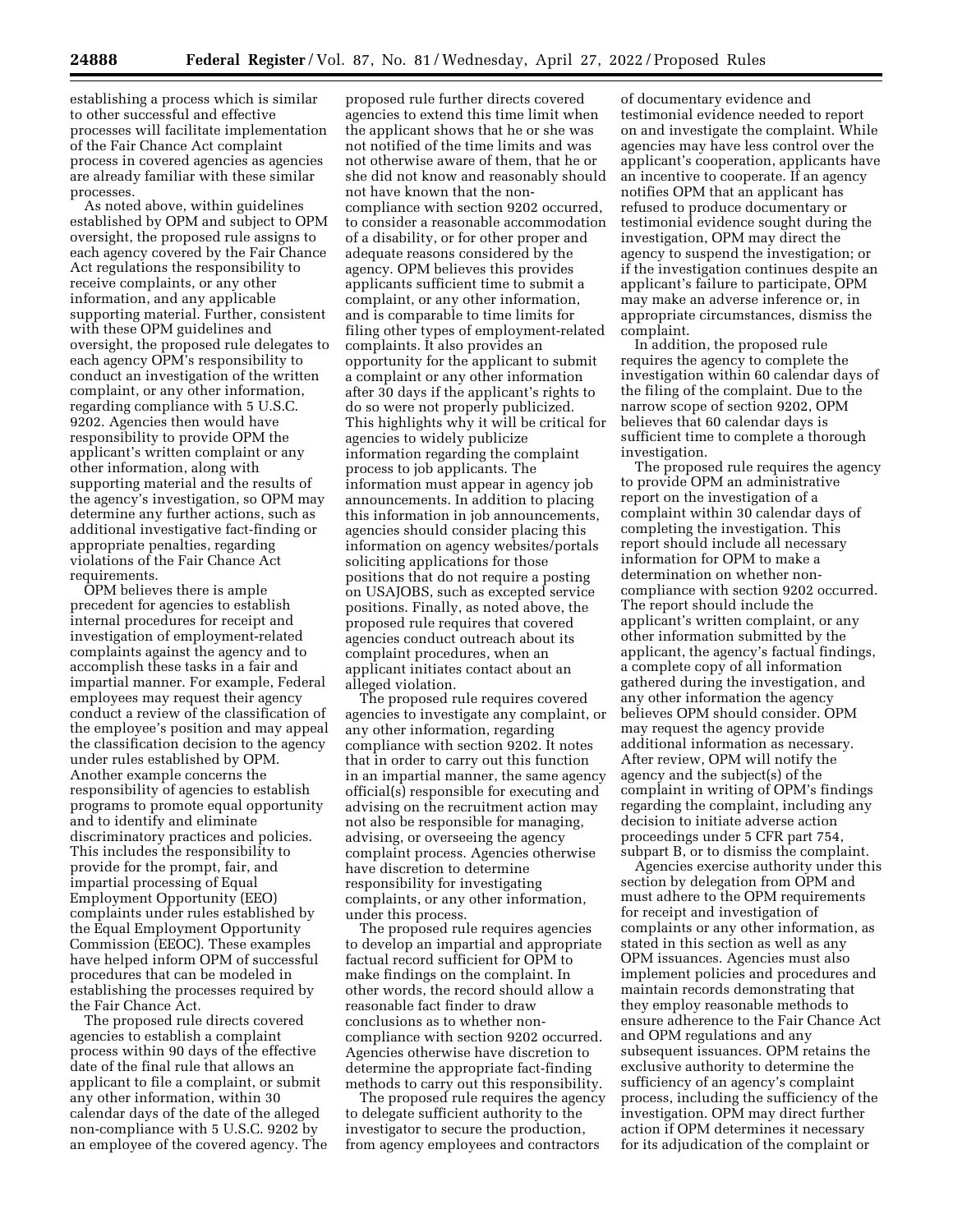establishing a process which is similar to other successful and effective processes will facilitate implementation of the Fair Chance Act complaint process in covered agencies as agencies are already familiar with these similar processes.

As noted above, within guidelines established by OPM and subject to OPM oversight, the proposed rule assigns to each agency covered by the Fair Chance Act regulations the responsibility to receive complaints, or any other information, and any applicable supporting material. Further, consistent with these OPM guidelines and oversight, the proposed rule delegates to each agency OPM's responsibility to conduct an investigation of the written complaint, or any other information, regarding compliance with 5 U.S.C. 9202. Agencies then would have responsibility to provide OPM the applicant's written complaint or any other information, along with supporting material and the results of the agency's investigation, so OPM may determine any further actions, such as additional investigative fact-finding or appropriate penalties, regarding violations of the Fair Chance Act requirements.

OPM believes there is ample precedent for agencies to establish internal procedures for receipt and investigation of employment-related complaints against the agency and to accomplish these tasks in a fair and impartial manner. For example, Federal employees may request their agency conduct a review of the classification of the employee's position and may appeal the classification decision to the agency under rules established by OPM. Another example concerns the responsibility of agencies to establish programs to promote equal opportunity and to identify and eliminate discriminatory practices and policies. This includes the responsibility to provide for the prompt, fair, and impartial processing of Equal Employment Opportunity (EEO) complaints under rules established by the Equal Employment Opportunity Commission (EEOC). These examples have helped inform OPM of successful procedures that can be modeled in establishing the processes required by the Fair Chance Act.

The proposed rule directs covered agencies to establish a complaint process within 90 days of the effective date of the final rule that allows an applicant to file a complaint, or submit any other information, within 30 calendar days of the date of the alleged non-compliance with 5 U.S.C. 9202 by an employee of the covered agency. The proposed rule further directs covered agencies to extend this time limit when the applicant shows that he or she was not notified of the time limits and was not otherwise aware of them, that he or she did not know and reasonably should not have known that the non-compliance with section 9202 occurred, to consider a reasonable accommodation of a disability, or for other proper and adequate reasons considered by the agency. OPM believes this provides applicants sufficient time to submit a complaint, or any other information, and is comparable to time limits for filing other types of employment-related complaints. It also provides an opportunity for the applicant to submit a complaint or any other information after 30 days if the applicant's rights to do so were not properly publicized. This highlights why it will be critical for agencies to widely publicize information regarding the complaint process to job applicants. The information must appear in agency job announcements. In addition to placing this information in job announcements, agencies should consider placing this information on agency websites/portals soliciting applications for those positions that do not require a posting on USAJOBS, such as excepted service positions. Finally, as noted above, the proposed rule requires that covered agencies conduct outreach about its complaint procedures, when an applicant initiates contact about an alleged violation.

The proposed rule requires covered agencies to investigate any complaint, or any other information, regarding compliance with section 9202. It notes that in order to carry out this function in an impartial manner, the same agency official(s) responsible for executing and advising on the recruitment action may not also be responsible for managing, advising, or overseeing the agency complaint process. Agencies otherwise have discretion to determine responsibility for investigating complaints, or any other information, under this process.

The proposed rule requires agencies to develop an impartial and appropriate factual record sufficient for OPM to make findings on the complaint. In other words, the record should allow a reasonable fact finder to draw conclusions as to whether non-compliance with section 9202 occurred. Agencies otherwise have discretion to determine the appropriate fact-finding methods to carry out this responsibility.

The proposed rule requires the agency to delegate sufficient authority to the investigator to secure the production, from agency employees and contractors of documentary evidence and testimonial evidence needed to report on and investigate the complaint. While agencies may have less control over the applicant's cooperation, applicants have an incentive to cooperate. If an agency notifies OPM that an applicant has refused to produce documentary or testimonial evidence sought during the investigation, OPM may direct the agency to suspend the investigation; or if the investigation continues despite an applicant's failure to participate, OPM may make an adverse inference or, in appropriate circumstances, dismiss the complaint.

In addition, the proposed rule requires the agency to complete the investigation within 60 calendar days of the filing of the complaint. Due to the narrow scope of section 9202, OPM believes that 60 calendar days is sufficient time to complete a thorough investigation.

The proposed rule requires the agency to provide OPM an administrative report on the investigation of a complaint within 30 calendar days of completing the investigation. This report should include all necessary information for OPM to make a determination on whether non-compliance with section 9202 occurred. The report should include the applicant's written complaint, or any other information submitted by the applicant, the agency's factual findings, a complete copy of all information gathered during the investigation, and any other information the agency believes OPM should consider. OPM may request the agency provide additional information as necessary. After review, OPM will notify the agency and the subject(s) of the complaint in writing of OPM's findings regarding the complaint, including any decision to initiate adverse action proceedings under 5 CFR part 754, subpart B, or to dismiss the complaint.

Agencies exercise authority under this section by delegation from OPM and must adhere to the OPM requirements for receipt and investigation of complaints or any other information, as stated in this section as well as any OPM issuances. Agencies must also implement policies and procedures and maintain records demonstrating that they employ reasonable methods to ensure adherence to the Fair Chance Act and OPM regulations and any subsequent issuances. OPM retains the exclusive authority to determine the sufficiency of an agency's complaint process, including the sufficiency of the investigation. OPM may direct further action if OPM determines it necessary for its adjudication of the complaint or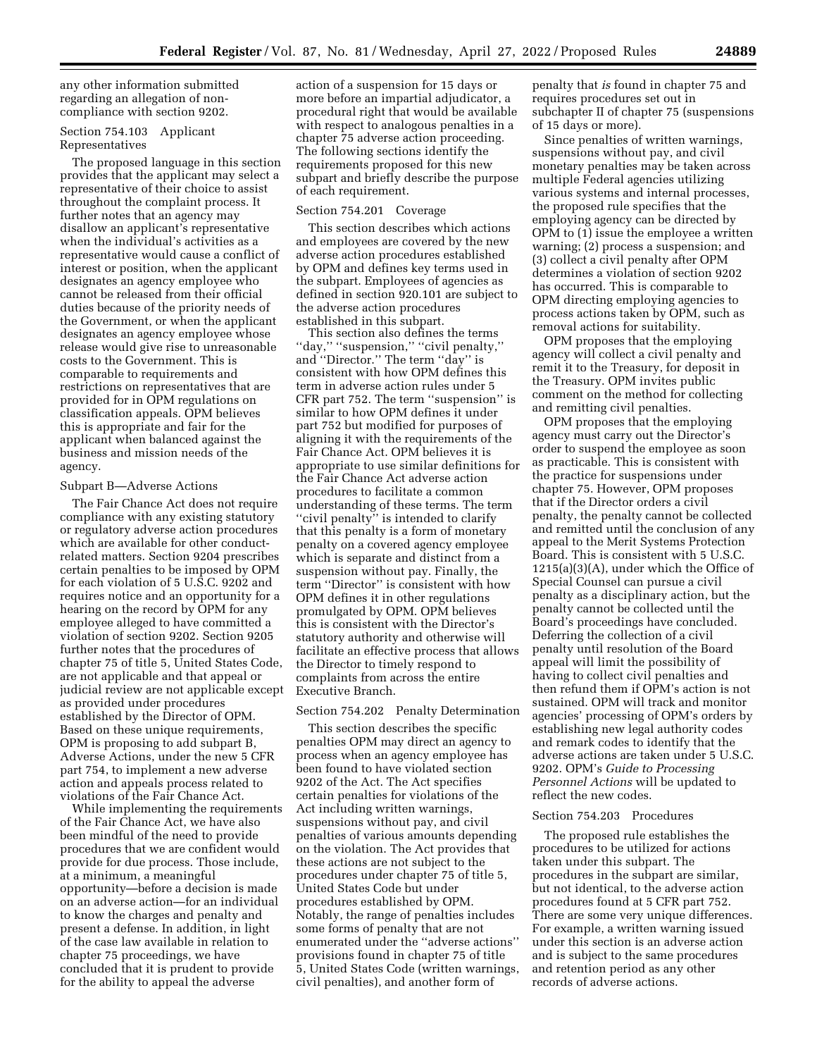any other information submitted regarding an allegation of non-compliance with section 9202.

Section 754.103 Applicant Representatives

The proposed language in this section provides that the applicant may select a representative of their choice to assist throughout the complaint process. It further notes that an agency may disallow an applicant's representative when the individual's activities as a representative would cause a conflict of interest or position, when the applicant designates an agency employee who cannot be released from their official duties because of the priority needs of the Government, or when the applicant designates an agency employee whose release would give rise to unreasonable costs to the Government. This is comparable to requirements and restrictions on representatives that are provided for in OPM regulations on classification appeals. OPM believes this is appropriate and fair for the applicant when balanced against the business and mission needs of the agency.

Subpart B—Adverse Actions

The Fair Chance Act does not require compliance with any existing statutory or regulatory adverse action procedures which are available for other conduct-related matters. Section 9204 prescribes certain penalties to be imposed by OPM for each violation of 5 U.S.C. 9202 and requires notice and an opportunity for a hearing on the record by OPM for any employee alleged to have committed a violation of section 9202. Section 9205 further notes that the procedures of chapter 75 of title 5, United States Code, are not applicable and that appeal or judicial review are not applicable except as provided under procedures established by the Director of OPM. Based on these unique requirements, OPM is proposing to add subpart B, Adverse Actions, under the new 5 CFR part 754, to implement a new adverse action and appeals process related to violations of the Fair Chance Act.

While implementing the requirements of the Fair Chance Act, we have also been mindful of the need to provide procedures that we are confident would provide for due process. Those include, at a minimum, a meaningful opportunity—before a decision is made on an adverse action—for an individual to know the charges and penalty and present a defense. In addition, in light of the case law available in relation to chapter 75 proceedings, we have concluded that it is prudent to provide for the ability to appeal the adverse action of a suspension for 15 days or more before an impartial adjudicator, a procedural right that would be available with respect to analogous penalties in a chapter 75 adverse action proceeding. The following sections identify the requirements proposed for this new subpart and briefly describe the purpose of each requirement.

Section 754.201 Coverage

This section describes which actions and employees are covered by the new adverse action procedures established by OPM and defines key terms used in the subpart. Employees of agencies as defined in section 920.101 are subject to the adverse action procedures established in this subpart.

This section also defines the terms ''day,'' ''suspension,'' ''civil penalty,'' and ''Director.'' The term ''day'' is consistent with how OPM defines this term in adverse action rules under 5 CFR part 752. The term ''suspension'' is similar to how OPM defines it under part 752 but modified for purposes of aligning it with the requirements of the Fair Chance Act. OPM believes it is appropriate to use similar definitions for the Fair Chance Act adverse action procedures to facilitate a common understanding of these terms. The term ''civil penalty'' is intended to clarify that this penalty is a form of monetary penalty on a covered agency employee which is separate and distinct from a suspension without pay. Finally, the term ''Director'' is consistent with how OPM defines it in other regulations promulgated by OPM. OPM believes this is consistent with the Director's statutory authority and otherwise will facilitate an effective process that allows the Director to timely respond to complaints from across the entire Executive Branch.

Section 754.202 Penalty Determination

This section describes the specific penalties OPM may direct an agency to process when an agency employee has been found to have violated section 9202 of the Act. The Act specifies certain penalties for violations of the Act including written warnings, suspensions without pay, and civil penalties of various amounts depending on the violation. The Act provides that these actions are not subject to the procedures under chapter 75 of title 5, United States Code but under procedures established by OPM. Notably, the range of penalties includes some forms of penalty that are not enumerated under the ''adverse actions'' provisions found in chapter 75 of title 5, United States Code (written warnings, civil penalties), and another form of penalty that *is* found in chapter 75 and requires procedures set out in subchapter II of chapter 75 (suspensions of 15 days or more).

Since penalties of written warnings, suspensions without pay, and civil monetary penalties may be taken across multiple Federal agencies utilizing various systems and internal processes, the proposed rule specifies that the employing agency can be directed by OPM to (1) issue the employee a written warning; (2) process a suspension; and (3) collect a civil penalty after OPM determines a violation of section 9202 has occurred. This is comparable to OPM directing employing agencies to process actions taken by OPM, such as removal actions for suitability.

OPM proposes that the employing agency will collect a civil penalty and remit it to the Treasury, for deposit in the Treasury. OPM invites public comment on the method for collecting and remitting civil penalties.

OPM proposes that the employing agency must carry out the Director's order to suspend the employee as soon as practicable. This is consistent with the practice for suspensions under chapter 75. However, OPM proposes that if the Director orders a civil penalty, the penalty cannot be collected and remitted until the conclusion of any appeal to the Merit Systems Protection Board. This is consistent with 5 U.S.C. 1215(a)(3)(A), under which the Office of Special Counsel can pursue a civil penalty as a disciplinary action, but the penalty cannot be collected until the Board's proceedings have concluded. Deferring the collection of a civil penalty until resolution of the Board appeal will limit the possibility of having to collect civil penalties and then refund them if OPM's action is not sustained. OPM will track and monitor agencies' processing of OPM's orders by establishing new legal authority codes and remark codes to identify that the adverse actions are taken under 5 U.S.C. 9202. OPM's *Guide to Processing Personnel Actions* will be updated to reflect the new codes.

Section 754.203 Procedures

The proposed rule establishes the procedures to be utilized for actions taken under this subpart. The procedures in the subpart are similar, but not identical, to the adverse action procedures found at 5 CFR part 752. There are some very unique differences. For example, a written warning issued under this section is an adverse action and is subject to the same procedures and retention period as any other records of adverse actions.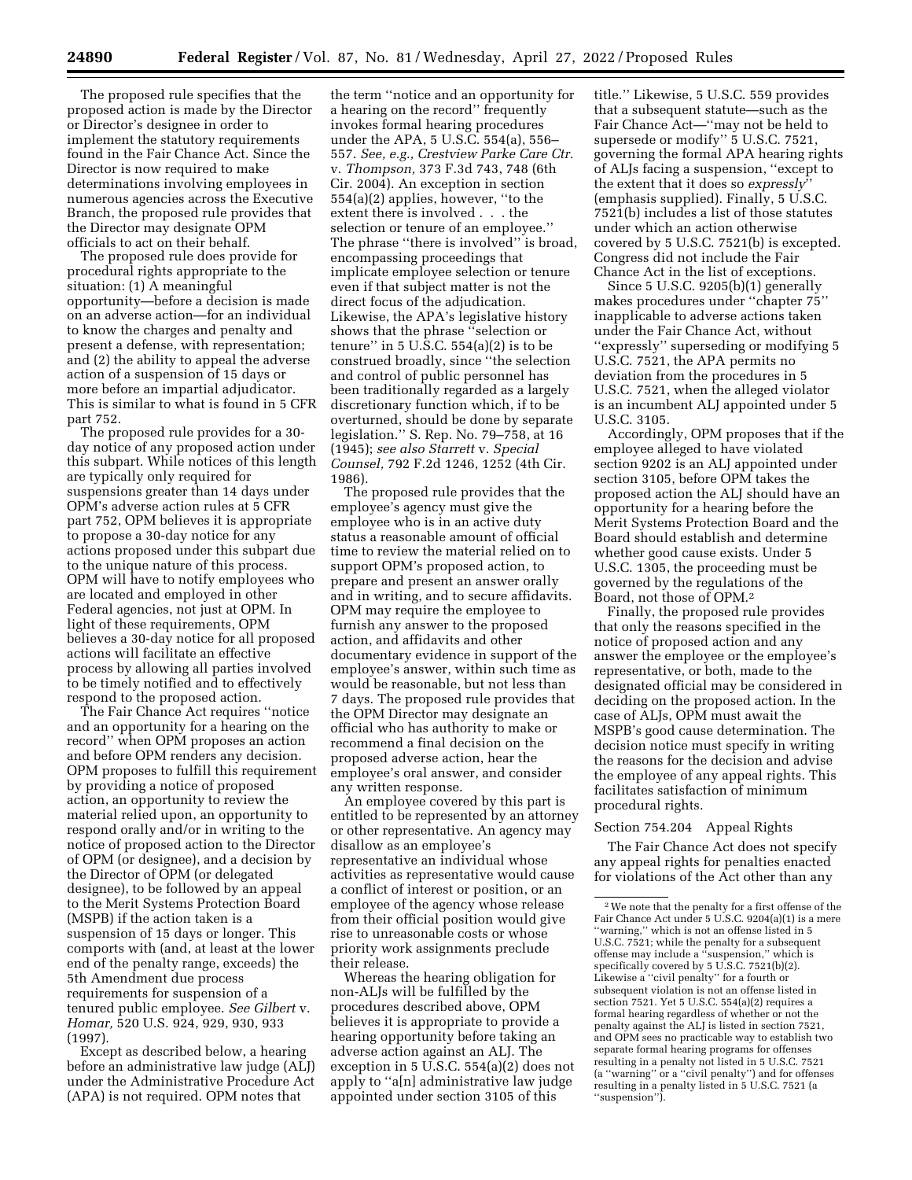The proposed rule specifies that the proposed action is made by the Director or Director's designee in order to implement the statutory requirements found in the Fair Chance Act. Since the Director is now required to make determinations involving employees in numerous agencies across the Executive Branch, the proposed rule provides that the Director may designate OPM officials to act on their behalf.

The proposed rule does provide for procedural rights appropriate to the situation: (1) A meaningful opportunity—before a decision is made on an adverse action—for an individual to know the charges and penalty and present a defense, with representation; and (2) the ability to appeal the adverse action of a suspension of 15 days or more before an impartial adjudicator. This is similar to what is found in 5 CFR part 752.

The proposed rule provides for a 30-day notice of any proposed action under this subpart. While notices of this length are typically only required for suspensions greater than 14 days under OPM's adverse action rules at 5 CFR part 752, OPM believes it is appropriate to propose a 30-day notice for any actions proposed under this subpart due to the unique nature of this process. OPM will have to notify employees who are located and employed in other Federal agencies, not just at OPM. In light of these requirements, OPM believes a 30-day notice for all proposed actions will facilitate an effective process by allowing all parties involved to be timely notified and to effectively respond to the proposed action.

The Fair Chance Act requires "notice and an opportunity for a hearing on the record" when OPM proposes an action and before OPM renders any decision. OPM proposes to fulfill this requirement by providing a notice of proposed action, an opportunity to review the material relied upon, an opportunity to respond orally and/or in writing to the notice of proposed action to the Director of OPM (or designee), and a decision by the Director of OPM (or delegated designee), to be followed by an appeal to the Merit Systems Protection Board (MSPB) if the action taken is a suspension of 15 days or longer. This comports with (and, at least at the lower end of the penalty range, exceeds) the 5th Amendment due process requirements for suspension of a tenured public employee. *See Gilbert* v. *Homar,* 520 U.S. 924, 929, 930, 933 (1997).

Except as described below, a hearing before an administrative law judge (ALJ) under the Administrative Procedure Act (APA) is not required. OPM notes that the term "notice and an opportunity for a hearing on the record" frequently invokes formal hearing procedures under the APA, 5 U.S.C. 554(a), 556–557. *See, e.g., Crestview Parke Care Ctr.* v. *Thompson,* 373 F.3d 743, 748 (6th Cir. 2004). An exception in section 554(a)(2) applies, however, "to the extent there is involved . . . the selection or tenure of an employee." The phrase "there is involved" is broad, encompassing proceedings that implicate employee selection or tenure even if that subject matter is not the direct focus of the adjudication. Likewise, the APA's legislative history shows that the phrase "selection or tenure" in 5 U.S.C. 554(a)(2) is to be construed broadly, since "the selection and control of public personnel has been traditionally regarded as a largely discretionary function which, if to be overturned, should be done by separate legislation." S. Rep. No. 79–758, at 16 (1945); *see also Starrett* v. *Special Counsel,* 792 F.2d 1246, 1252 (4th Cir. 1986).

The proposed rule provides that the employee's agency must give the employee who is in an active duty status a reasonable amount of official time to review the material relied on to support OPM's proposed action, to prepare and present an answer orally and in writing, and to secure affidavits. OPM may require the employee to furnish any answer to the proposed action, and affidavits and other documentary evidence in support of the employee's answer, within such time as would be reasonable, but not less than 7 days. The proposed rule provides that the OPM Director may designate an official who has authority to make or recommend a final decision on the proposed adverse action, hear the employee's oral answer, and consider any written response.

An employee covered by this part is entitled to be represented by an attorney or other representative. An agency may disallow as an employee's representative an individual whose activities as representative would cause a conflict of interest or position, or an employee of the agency whose release from their official position would give rise to unreasonable costs or whose priority work assignments preclude their release.

Whereas the hearing obligation for non-ALJs will be fulfilled by the procedures described above, OPM believes it is appropriate to provide a hearing opportunity before taking an adverse action against an ALJ. The exception in 5 U.S.C. 554(a)(2) does not apply to "a[n] administrative law judge appointed under section 3105 of this title." Likewise, 5 U.S.C. 559 provides that a subsequent statute—such as the Fair Chance Act—"may not be held to supersede or modify" 5 U.S.C. 7521, governing the formal APA hearing rights of ALJs facing a suspension, "except to the extent that it does so *expressly*" (emphasis supplied). Finally, 5 U.S.C. 7521(b) includes a list of those statutes under which an action otherwise covered by 5 U.S.C. 7521(b) is excepted. Congress did not include the Fair Chance Act in the list of exceptions.

Since 5 U.S.C. 9205(b)(1) generally makes procedures under "chapter 75" inapplicable to adverse actions taken under the Fair Chance Act, without "expressly" superseding or modifying 5 U.S.C. 7521, the APA permits no deviation from the procedures in 5 U.S.C. 7521, when the alleged violator is an incumbent ALJ appointed under 5 U.S.C. 3105.

Accordingly, OPM proposes that if the employee alleged to have violated section 9202 is an ALJ appointed under section 3105, before OPM takes the proposed action the ALJ should have an opportunity for a hearing before the Merit Systems Protection Board and the Board should establish and determine whether good cause exists. Under 5 U.S.C. 1305, the proceeding must be governed by the regulations of the Board, not those of OPM.[2]

Finally, the proposed rule provides that only the reasons specified in the notice of proposed action and any answer the employee or the employee's representative, or both, made to the designated official may be considered in deciding on the proposed action. In the case of ALJs, OPM must await the MSPB's good cause determination. The decision notice must specify in writing the reasons for the decision and advise the employee of any appeal rights. This facilitates satisfaction of minimum procedural rights.

### Section 754.204 Appeal Rights

The Fair Chance Act does not specify any appeal rights for penalties enacted for violations of the Act other than any

[2] We note that the penalty for a first offense of the Fair Chance Act under 5 U.S.C. 9204(a)(1) is a mere "warning," which is not an offense listed in 5 U.S.C. 7521; while the penalty for a subsequent offense may include a "suspension," which is specifically covered by 5 U.S.C. 7521(b)(2). Likewise a "civil penalty" for a fourth or subsequent violation is not an offense listed in section 7521. Yet 5 U.S.C. 554(a)(2) requires a formal hearing regardless of whether or not the penalty against the ALJ is listed in section 7521, and OPM sees no practicable way to establish two separate formal hearing programs for offenses resulting in a penalty not listed in 5 U.S.C. 7521 (a "warning" or a "civil penalty") and for offenses resulting in a penalty listed in 5 U.S.C. 7521 (a "suspension").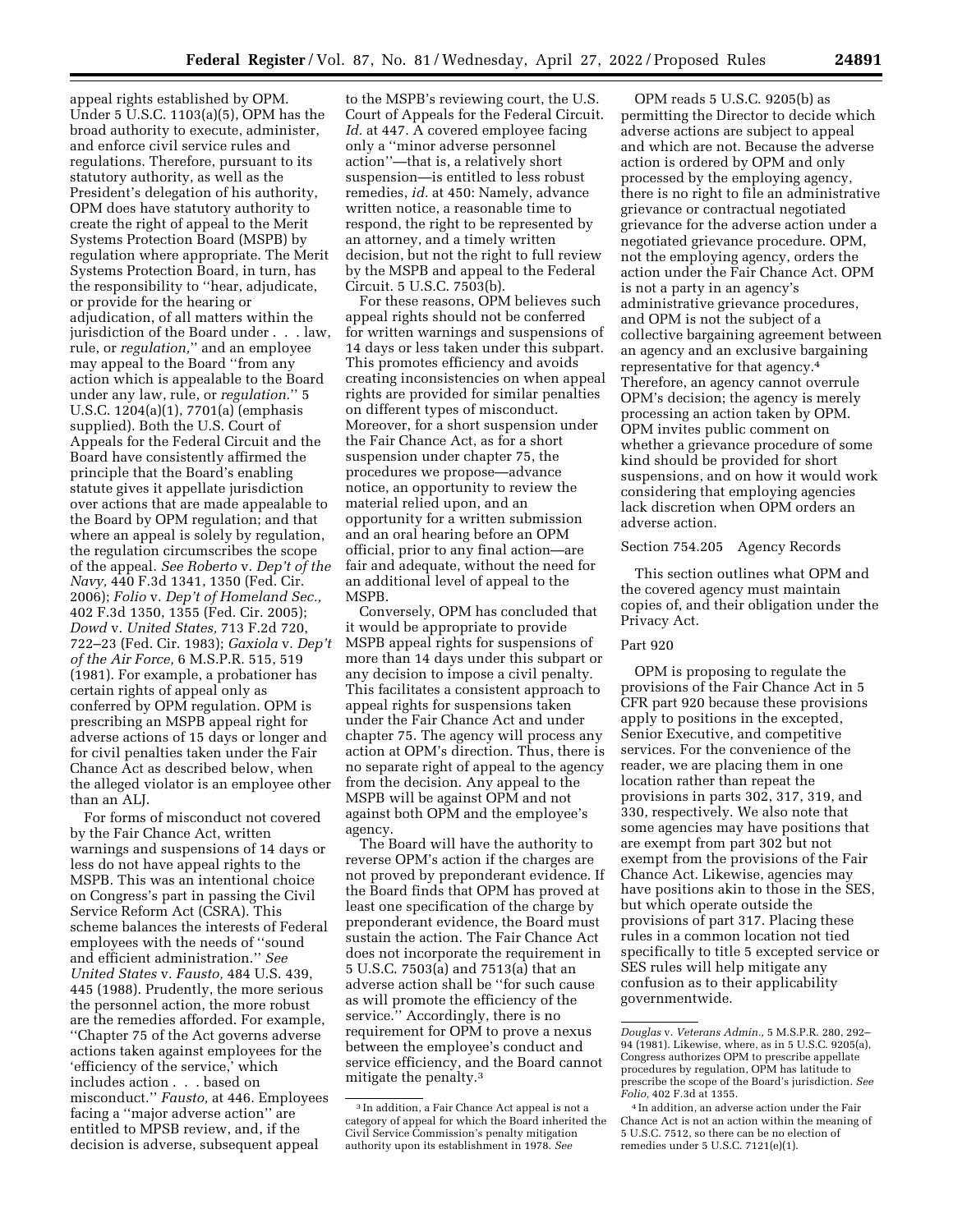appeal rights established by OPM. Under 5 U.S.C. 1103(a)(5), OPM has the broad authority to execute, administer, and enforce civil service rules and regulations. Therefore, pursuant to its statutory authority, as well as the President's delegation of his authority, OPM does have statutory authority to create the right of appeal to the Merit Systems Protection Board (MSPB) by regulation where appropriate. The Merit Systems Protection Board, in turn, has the responsibility to ''hear, adjudicate, or provide for the hearing or adjudication, of all matters within the jurisdiction of the Board under . . . law, rule, or *regulation,*'' and an employee may appeal to the Board ''from any action which is appealable to the Board under any law, rule, or *regulation.*'' 5 U.S.C. 1204(a)(1), 7701(a) (emphasis supplied). Both the U.S. Court of Appeals for the Federal Circuit and the Board have consistently affirmed the principle that the Board's enabling statute gives it appellate jurisdiction over actions that are made appealable to the Board by OPM regulation; and that where an appeal is solely by regulation, the regulation circumscribes the scope of the appeal. *See Roberto* v. *Dep't of the Navy,* 440 F.3d 1341, 1350 (Fed. Cir. 2006); *Folio* v. *Dep't of Homeland Sec.,* 402 F.3d 1350, 1355 (Fed. Cir. 2005); *Dowd* v. *United States,* 713 F.2d 720, 722–23 (Fed. Cir. 1983); *Gaxiola* v. *Dep't of the Air Force,* 6 M.S.P.R. 515, 519 (1981). For example, a probationer has certain rights of appeal only as conferred by OPM regulation. OPM is prescribing an MSPB appeal right for adverse actions of 15 days or longer and for civil penalties taken under the Fair Chance Act as described below, when the alleged violator is an employee other than an ALJ.

For forms of misconduct not covered by the Fair Chance Act, written warnings and suspensions of 14 days or less do not have appeal rights to the MSPB. This was an intentional choice on Congress's part in passing the Civil Service Reform Act (CSRA). This scheme balances the interests of Federal employees with the needs of ''sound and efficient administration.'' *See United States* v. *Fausto,* 484 U.S. 439, 445 (1988). Prudently, the more serious the personnel action, the more robust are the remedies afforded. For example, ''Chapter 75 of the Act governs adverse actions taken against employees for the 'efficiency of the service,' which includes action . . . based on misconduct.'' *Fausto,* at 446. Employees facing a ''major adverse action'' are entitled to MPSB review, and, if the decision is adverse, subsequent appeal to the MSPB's reviewing court, the U.S. Court of Appeals for the Federal Circuit. *Id.* at 447. A covered employee facing only a ''minor adverse personnel action''—that is, a relatively short suspension—is entitled to less robust remedies, *id.* at 450: Namely, advance written notice, a reasonable time to respond, the right to be represented by an attorney, and a timely written decision, but not the right to full review by the MSPB and appeal to the Federal Circuit. 5 U.S.C. 7503(b).

For these reasons, OPM believes such appeal rights should not be conferred for written warnings and suspensions of 14 days or less taken under this subpart. This promotes efficiency and avoids creating inconsistencies on when appeal rights are provided for similar penalties on different types of misconduct. Moreover, for a short suspension under the Fair Chance Act, as for a short suspension under chapter 75, the procedures we propose—advance notice, an opportunity to review the material relied upon, and an opportunity for a written submission and an oral hearing before an OPM official, prior to any final action—are fair and adequate, without the need for an additional level of appeal to the MSPB.

Conversely, OPM has concluded that it would be appropriate to provide MSPB appeal rights for suspensions of more than 14 days under this subpart or any decision to impose a civil penalty. This facilitates a consistent approach to appeal rights for suspensions taken under the Fair Chance Act and under chapter 75. The agency will process any action at OPM's direction. Thus, there is no separate right of appeal to the agency from the decision. Any appeal to the MSPB will be against OPM and not against both OPM and the employee's agency.

The Board will have the authority to reverse OPM's action if the charges are not proved by preponderant evidence. If the Board finds that OPM has proved at least one specification of the charge by preponderant evidence, the Board must sustain the action. The Fair Chance Act does not incorporate the requirement in 5 U.S.C. 7503(a) and 7513(a) that an adverse action shall be ''for such cause as will promote the efficiency of the service.'' Accordingly, there is no requirement for OPM to prove a nexus between the employee's conduct and service efficiency, and the Board cannot mitigate the penalty.[3]

OPM reads 5 U.S.C. 9205(b) as permitting the Director to decide which adverse actions are subject to appeal and which are not. Because the adverse action is ordered by OPM and only processed by the employing agency, there is no right to file an administrative grievance or contractual negotiated grievance for the adverse action under a negotiated grievance procedure. OPM, not the employing agency, orders the action under the Fair Chance Act. OPM is not a party in an agency's administrative grievance procedures, and OPM is not the subject of a collective bargaining agreement between an agency and an exclusive bargaining representative for that agency.[4] Therefore, an agency cannot overrule OPM's decision; the agency is merely processing an action taken by OPM. OPM invites public comment on whether a grievance procedure of some kind should be provided for short suspensions, and on how it would work considering that employing agencies lack discretion when OPM orders an adverse action.

Section 754.205 Agency Records

This section outlines what OPM and the covered agency must maintain copies of, and their obligation under the Privacy Act.

Part 920

OPM is proposing to regulate the provisions of the Fair Chance Act in 5 CFR part 920 because these provisions apply to positions in the excepted, Senior Executive, and competitive services. For the convenience of the reader, we are placing them in one location rather than repeat the provisions in parts 302, 317, 319, and 330, respectively. We also note that some agencies may have positions that are exempt from part 302 but not exempt from the provisions of the Fair Chance Act. Likewise, agencies may have positions akin to those in the SES, but which operate outside the provisions of part 317. Placing these rules in a common location not tied specifically to title 5 excepted service or SES rules will help mitigate any confusion as to their applicability governmentwide.

---

[3] In addition, a Fair Chance Act appeal is not a category of appeal for which the Board inherited the Civil Service Commission's penalty mitigation authority upon its establishment in 1978. *See Douglas* v. *Veterans Admin.,* 5 M.S.P.R. 280, 292–94 (1981). Likewise, where, as in 5 U.S.C. 9205(a), Congress authorizes OPM to prescribe appellate procedures by regulation, OPM has latitude to prescribe the scope of the Board's jurisdiction. *See Folio,* 402 F.3d at 1355.

[4] In addition, an adverse action under the Fair Chance Act is not an action within the meaning of 5 U.S.C. 7512, so there can be no election of remedies under 5 U.S.C. 7121(e)(1).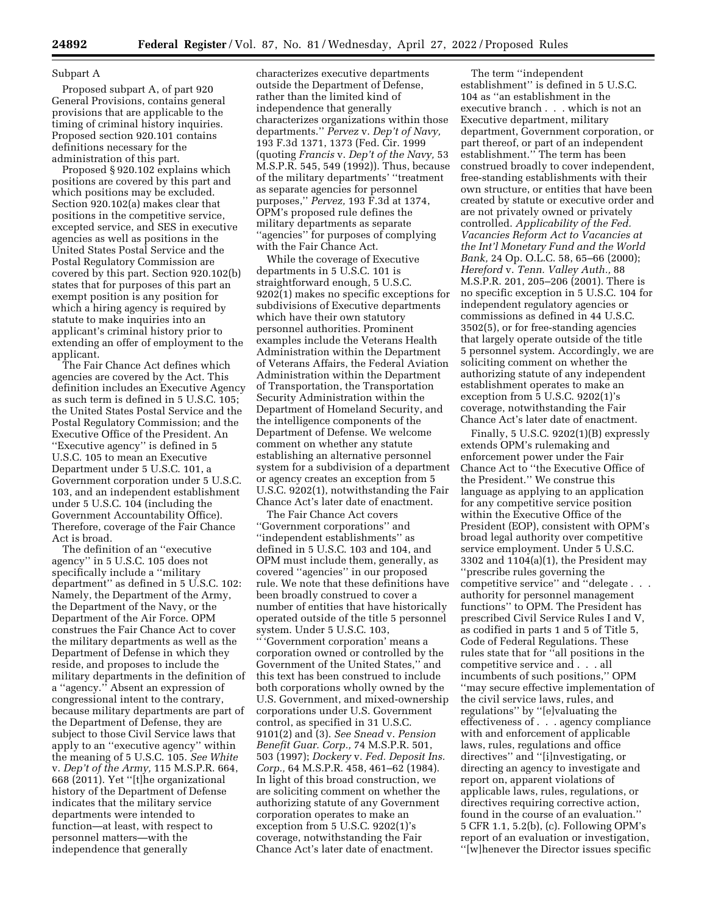Subpart A

Proposed subpart A, of part 920 General Provisions, contains general provisions that are applicable to the timing of criminal history inquiries. Proposed section 920.101 contains definitions necessary for the administration of this part.

Proposed § 920.102 explains which positions are covered by this part and which positions may be excluded. Section 920.102(a) makes clear that positions in the competitive service, excepted service, and SES in executive agencies as well as positions in the United States Postal Service and the Postal Regulatory Commission are covered by this part. Section 920.102(b) states that for purposes of this part an exempt position is any position for which a hiring agency is required by statute to make inquiries into an applicant's criminal history prior to extending an offer of employment to the applicant.

The Fair Chance Act defines which agencies are covered by the Act. This definition includes an Executive Agency as such term is defined in 5 U.S.C. 105; the United States Postal Service and the Postal Regulatory Commission; and the Executive Office of the President. An ''Executive agency'' is defined in 5 U.S.C. 105 to mean an Executive Department under 5 U.S.C. 101, a Government corporation under 5 U.S.C. 103, and an independent establishment under 5 U.S.C. 104 (including the Government Accountability Office). Therefore, coverage of the Fair Chance Act is broad.

The definition of an ''executive agency'' in 5 U.S.C. 105 does not specifically include a ''military department'' as defined in 5 U.S.C. 102: Namely, the Department of the Army, the Department of the Navy, or the Department of the Air Force. OPM construes the Fair Chance Act to cover the military departments as well as the Department of Defense in which they reside, and proposes to include the military departments in the definition of a ''agency.'' Absent an expression of congressional intent to the contrary, because military departments are part of the Department of Defense, they are subject to those Civil Service laws that apply to an ''executive agency'' within the meaning of 5 U.S.C. 105. *See White* v. *Dep't of the Army,* 115 M.S.P.R. 664, 668 (2011). Yet ''[t]he organizational history of the Department of Defense indicates that the military service departments were intended to function—at least, with respect to personnel matters—with the independence that generally characterizes executive departments outside the Department of Defense, rather than the limited kind of independence that generally characterizes organizations within those departments.'' *Pervez* v. *Dep't of Navy,* 193 F.3d 1371, 1373 (Fed. Cir. 1999 (quoting *Francis* v. *Dep't of the Navy,* 53 M.S.P.R. 545, 549 (1992)). Thus, because of the military departments' ''treatment as separate agencies for personnel purposes,'' *Pervez,* 193 F.3d at 1374, OPM's proposed rule defines the military departments as separate ''agencies'' for purposes of complying with the Fair Chance Act.

While the coverage of Executive departments in 5 U.S.C. 101 is straightforward enough, 5 U.S.C. 9202(1) makes no specific exceptions for subdivisions of Executive departments which have their own statutory personnel authorities. Prominent examples include the Veterans Health Administration within the Department of Veterans Affairs, the Federal Aviation Administration within the Department of Transportation, the Transportation Security Administration within the Department of Homeland Security, and the intelligence components of the Department of Defense. We welcome comment on whether any statute establishing an alternative personnel system for a subdivision of a department or agency creates an exception from 5 U.S.C. 9202(1), notwithstanding the Fair Chance Act's later date of enactment.

The Fair Chance Act covers ''Government corporations'' and ''independent establishments'' as defined in 5 U.S.C. 103 and 104, and OPM must include them, generally, as covered ''agencies'' in our proposed rule. We note that these definitions have been broadly construed to cover a number of entities that have historically operated outside of the title 5 personnel system. Under 5 U.S.C. 103, '' 'Government corporation' means a corporation owned or controlled by the Government of the United States,'' and this text has been construed to include both corporations wholly owned by the U.S. Government, and mixed-ownership corporations under U.S. Government control, as specified in 31 U.S.C. 9101(2) and (3). *See Snead* v. *Pension Benefit Guar. Corp.,* 74 M.S.P.R. 501, 503 (1997); *Dockery* v. *Fed. Deposit Ins. Corp.,* 64 M.S.P.R. 458, 461–62 (1984). In light of this broad construction, we are soliciting comment on whether the authorizing statute of any Government corporation operates to make an exception from 5 U.S.C. 9202(1)'s coverage, notwithstanding the Fair Chance Act's later date of enactment.

The term ''independent establishment'' is defined in 5 U.S.C. 104 as ''an establishment in the executive branch . . . which is not an Executive department, military department, Government corporation, or part thereof, or part of an independent establishment.'' The term has been construed broadly to cover independent, free-standing establishments with their own structure, or entities that have been created by statute or executive order and are not privately owned or privately controlled. *Applicability of the Fed. Vacancies Reform Act to Vacancies at the Int'l Monetary Fund and the World Bank,* 24 Op. O.L.C. 58, 65–66 (2000); *Hereford* v. *Tenn. Valley Auth.,* 88 M.S.P.R. 201, 205–206 (2001). There is no specific exception in 5 U.S.C. 104 for independent regulatory agencies or commissions as defined in 44 U.S.C. 3502(5), or for free-standing agencies that largely operate outside of the title 5 personnel system. Accordingly, we are soliciting comment on whether the authorizing statute of any independent establishment operates to make an exception from 5 U.S.C. 9202(1)'s coverage, notwithstanding the Fair Chance Act's later date of enactment.

Finally, 5 U.S.C. 9202(1)(B) expressly extends OPM's rulemaking and enforcement power under the Fair Chance Act to ''the Executive Office of the President.'' We construe this language as applying to an application for any competitive service position within the Executive Office of the President (EOP), consistent with OPM's broad legal authority over competitive service employment. Under 5 U.S.C. 3302 and 1104(a)(1), the President may ''prescribe rules governing the competitive service'' and ''delegate . . . authority for personnel management functions'' to OPM. The President has prescribed Civil Service Rules I and V, as codified in parts 1 and 5 of Title 5, Code of Federal Regulations. These rules state that for ''all positions in the competitive service and . . . all incumbents of such positions,'' OPM ''may secure effective implementation of the civil service laws, rules, and regulations'' by ''[e]valuating the effectiveness of . . . agency compliance with and enforcement of applicable laws, rules, regulations and office directives'' and ''[i]nvestigating, or directing an agency to investigate and report on, apparent violations of applicable laws, rules, regulations, or directives requiring corrective action, found in the course of an evaluation.'' 5 CFR 1.1, 5.2(b), (c). Following OPM's report of an evaluation or investigation, ''[w]henever the Director issues specific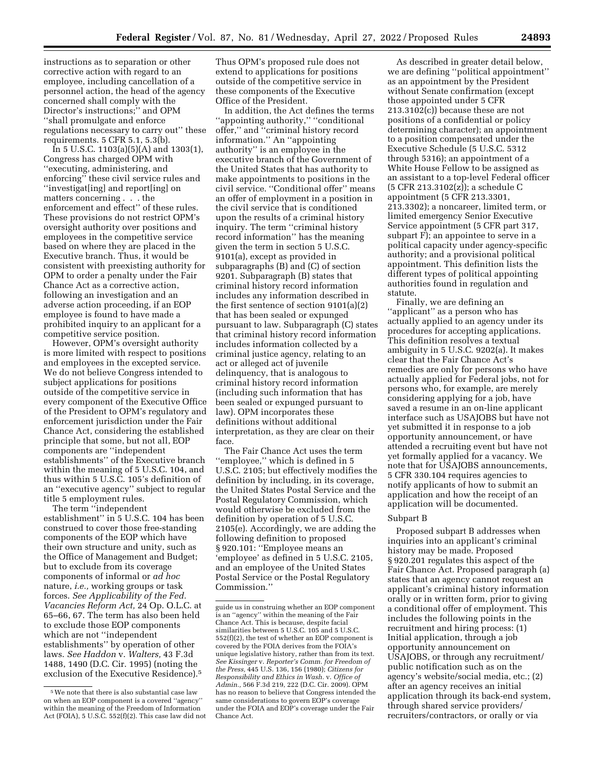instructions as to separation or other corrective action with regard to an employee, including cancellation of a personnel action, the head of the agency concerned shall comply with the Director's instructions;" and OPM "shall promulgate and enforce regulations necessary to carry out" these requirements. 5 CFR 5.1, 5.3(b).

In 5 U.S.C. 1103(a)(5)(A) and 1303(1), Congress has charged OPM with "executing, administering, and enforcing" these civil service rules and "investigat[ing] and report[ing] on matters concerning . . . the enforcement and effect" of these rules. These provisions do not restrict OPM's oversight authority over positions and employees in the competitive service based on where they are placed in the Executive branch. Thus, it would be consistent with preexisting authority for OPM to order a penalty under the Fair Chance Act as a corrective action, following an investigation and an adverse action proceeding, if an EOP employee is found to have made a prohibited inquiry to an applicant for a competitive service position.

However, OPM's oversight authority is more limited with respect to positions and employees in the excepted service. We do not believe Congress intended to subject applications for positions outside of the competitive service in every component of the Executive Office of the President to OPM's regulatory and enforcement jurisdiction under the Fair Chance Act, considering the established principle that some, but not all, EOP components are "independent establishments" of the Executive branch within the meaning of 5 U.S.C. 104, and thus within 5 U.S.C. 105's definition of an "executive agency" subject to regular title 5 employment rules.

The term "independent establishment" in 5 U.S.C. 104 has been construed to cover those free-standing components of the EOP which have their own structure and unity, such as the Office of Management and Budget; but to exclude from its coverage components of informal or *ad hoc* nature, *i.e.,* working groups or task forces. *See Applicability of the Fed. Vacancies Reform Act,* 24 Op. O.L.C. at 65–66, 67. The term has also been held to exclude those EOP components which are not "independent establishments" by operation of other laws. *See Haddon* v. *Walters,* 43 F.3d 1488, 1490 (D.C. Cir. 1995) (noting the exclusion of the Executive Residence).[5]

Thus OPM's proposed rule does not extend to applications for positions outside of the competitive service in these components of the Executive Office of the President.

In addition, the Act defines the terms "appointing authority," "conditional offer," and "criminal history record information." An "appointing authority" is an employee in the executive branch of the Government of the United States that has authority to make appointments to positions in the civil service. "Conditional offer" means an offer of employment in a position in the civil service that is conditioned upon the results of a criminal history inquiry. The term "criminal history record information" has the meaning given the term in section 5 U.S.C. 9101(a), except as provided in subparagraphs (B) and (C) of section 9201. Subparagraph (B) states that criminal history record information includes any information described in the first sentence of section 9101(a)(2) that has been sealed or expunged pursuant to law. Subparagraph (C) states that criminal history record information includes information collected by a criminal justice agency, relating to an act or alleged act of juvenile delinquency, that is analogous to criminal history record information (including such information that has been sealed or expunged pursuant to law). OPM incorporates these definitions without additional interpretation, as they are clear on their face.

The Fair Chance Act uses the term "employee," which is defined in 5 U.S.C. 2105; but effectively modifies the definition by including, in its coverage, the United States Postal Service and the Postal Regulatory Commission, which would otherwise be excluded from the definition by operation of 5 U.S.C. 2105(e). Accordingly, we are adding the following definition to proposed § 920.101: "Employee means an 'employee' as defined in 5 U.S.C. 2105, and an employee of the United States Postal Service or the Postal Regulatory Commission."

As described in greater detail below, we are defining "political appointment" as an appointment by the President without Senate confirmation (except those appointed under 5 CFR 213.3102(c)) because these are not positions of a confidential or policy determining character); an appointment to a position compensated under the Executive Schedule (5 U.S.C. 5312 through 5316); an appointment of a White House Fellow to be assigned as an assistant to a top-level Federal officer (5 CFR 213.3102(z)); a schedule C appointment (5 CFR 213.3301, 213.3302); a noncareer, limited term, or limited emergency Senior Executive Service appointment (5 CFR part 317, subpart F); an appointee to serve in a political capacity under agency-specific authority; and a provisional political appointment. This definition lists the different types of political appointing authorities found in regulation and statute.

Finally, we are defining an "applicant" as a person who has actually applied to an agency under its procedures for accepting applications. This definition resolves a textual ambiguity in 5 U.S.C. 9202(a). It makes clear that the Fair Chance Act's remedies are only for persons who have actually applied for Federal jobs, not for persons who, for example, are merely considering applying for a job, have saved a resume in an on-line applicant interface such as USAJOBS but have not yet submitted it in response to a job opportunity announcement, or have attended a recruiting event but have not yet formally applied for a vacancy. We note that for USAJOBS announcements, 5 CFR 330.104 requires agencies to notify applicants of how to submit an application and how the receipt of an application will be documented.

### Subpart B

Proposed subpart B addresses when inquiries into an applicant's criminal history may be made. Proposed § 920.201 regulates this aspect of the Fair Chance Act. Proposed paragraph (a) states that an agency cannot request an applicant's criminal history information orally or in written form, prior to giving a conditional offer of employment. This includes the following points in the recruitment and hiring process: (1) Initial application, through a job opportunity announcement on USAJOBS, or through any recruitment/public notification such as on the agency's website/social media, etc.; (2) after an agency receives an initial application through its back-end system, through shared service providers/recruiters/contractors, or orally or via

---

[5] We note that there is also substantial case law on when an EOP component is a covered "agency" within the meaning of the Freedom of Information Act (FOIA), 5 U.S.C. 552(f)(2). This case law did not guide us in construing whether an EOP component is an "agency" within the meaning of the Fair Chance Act. This is because, despite facial similarities between 5 U.S.C. 105 and 5 U.S.C. 552(f)(2), the test of whether an EOP component is covered by the FOIA derives from the FOIA's unique legislative history, rather than from its text. *See Kissinger* v. *Reporter's Comm. for Freedom of the Press,* 445 U.S. 136, 156 (1980); *Citizens for Responsibility and Ethics in Wash.* v. *Office of Admin.,* 566 F.3d 219, 222 (D.C. Cir. 2009). OPM has no reason to believe that Congress intended the same considerations to govern EOP's coverage under the FOIA and EOP's coverage under the Fair Chance Act.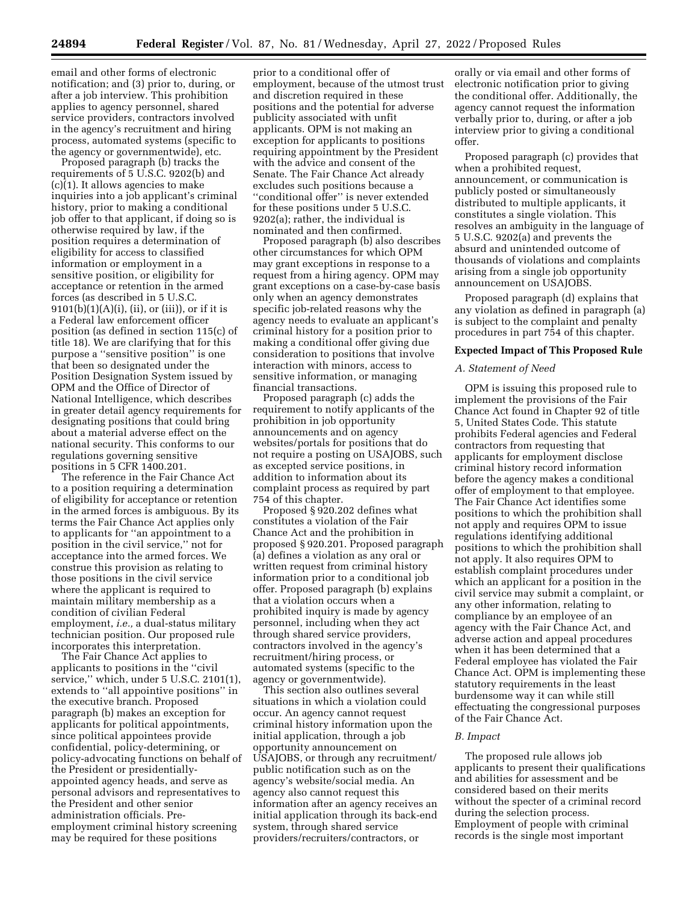email and other forms of electronic notification; and (3) prior to, during, or after a job interview. This prohibition applies to agency personnel, shared service providers, contractors involved in the agency's recruitment and hiring process, automated systems (specific to the agency or governmentwide), etc.

Proposed paragraph (b) tracks the requirements of 5 U.S.C. 9202(b) and (c)(1). It allows agencies to make inquiries into a job applicant's criminal history, prior to making a conditional job offer to that applicant, if doing so is otherwise required by law, if the position requires a determination of eligibility for access to classified information or employment in a sensitive position, or eligibility for acceptance or retention in the armed forces (as described in 5 U.S.C. 9101(b)(1)(A)(i), (ii), or (iii)), or if it is a Federal law enforcement officer position (as defined in section 115(c) of title 18). We are clarifying that for this purpose a ''sensitive position'' is one that been so designated under the Position Designation System issued by OPM and the Office of Director of National Intelligence, which describes in greater detail agency requirements for designating positions that could bring about a material adverse effect on the national security. This conforms to our regulations governing sensitive positions in 5 CFR 1400.201.

The reference in the Fair Chance Act to a position requiring a determination of eligibility for acceptance or retention in the armed forces is ambiguous. By its terms the Fair Chance Act applies only to applicants for ''an appointment to a position in the civil service,'' not for acceptance into the armed forces. We construe this provision as relating to those positions in the civil service where the applicant is required to maintain military membership as a condition of civilian Federal employment, *i.e.,* a dual-status military technician position. Our proposed rule incorporates this interpretation.

The Fair Chance Act applies to applicants to positions in the ''civil service,'' which, under 5 U.S.C. 2101(1), extends to ''all appointive positions'' in the executive branch. Proposed paragraph (b) makes an exception for applicants for political appointments, since political appointees provide confidential, policy-determining, or policy-advocating functions on behalf of the President or presidentially-appointed agency heads, and serve as personal advisors and representatives to the President and other senior administration officials. Pre-employment criminal history screening may be required for these positions prior to a conditional offer of employment, because of the utmost trust and discretion required in these positions and the potential for adverse publicity associated with unfit applicants. OPM is not making an exception for applicants to positions requiring appointment by the President with the advice and consent of the Senate. The Fair Chance Act already excludes such positions because a ''conditional offer'' is never extended for these positions under 5 U.S.C. 9202(a); rather, the individual is nominated and then confirmed.

Proposed paragraph (b) also describes other circumstances for which OPM may grant exceptions in response to a request from a hiring agency. OPM may grant exceptions on a case-by-case basis only when an agency demonstrates specific job-related reasons why the agency needs to evaluate an applicant's criminal history for a position prior to making a conditional offer giving due consideration to positions that involve interaction with minors, access to sensitive information, or managing financial transactions.

Proposed paragraph (c) adds the requirement to notify applicants of the prohibition in job opportunity announcements and on agency websites/portals for positions that do not require a posting on USAJOBS, such as excepted service positions, in addition to information about its complaint process as required by part 754 of this chapter.

Proposed § 920.202 defines what constitutes a violation of the Fair Chance Act and the prohibition in proposed § 920.201. Proposed paragraph (a) defines a violation as any oral or written request from criminal history information prior to a conditional job offer. Proposed paragraph (b) explains that a violation occurs when a prohibited inquiry is made by agency personnel, including when they act through shared service providers, contractors involved in the agency's recruitment/hiring process, or automated systems (specific to the agency or governmentwide).

This section also outlines several situations in which a violation could occur. An agency cannot request criminal history information upon the initial application, through a job opportunity announcement on USAJOBS, or through any recruitment/public notification such as on the agency's website/social media. An agency also cannot request this information after an agency receives an initial application through its back-end system, through shared service providers/recruiters/contractors, or orally or via email and other forms of electronic notification prior to giving the conditional offer. Additionally, the agency cannot request the information verbally prior to, during, or after a job interview prior to giving a conditional offer.

Proposed paragraph (c) provides that when a prohibited request, announcement, or communication is publicly posted or simultaneously distributed to multiple applicants, it constitutes a single violation. This resolves an ambiguity in the language of 5 U.S.C. 9202(a) and prevents the absurd and unintended outcome of thousands of violations and complaints arising from a single job opportunity announcement on USAJOBS.

Proposed paragraph (d) explains that any violation as defined in paragraph (a) is subject to the complaint and penalty procedures in part 754 of this chapter.

## Expected Impact of This Proposed Rule

### *A. Statement of Need*

OPM is issuing this proposed rule to implement the provisions of the Fair Chance Act found in Chapter 92 of title 5, United States Code. This statute prohibits Federal agencies and Federal contractors from requesting that applicants for employment disclose criminal history record information before the agency makes a conditional offer of employment to that employee. The Fair Chance Act identifies some positions to which the prohibition shall not apply and requires OPM to issue regulations identifying additional positions to which the prohibition shall not apply. It also requires OPM to establish complaint procedures under which an applicant for a position in the civil service may submit a complaint, or any other information, relating to compliance by an employee of an agency with the Fair Chance Act, and adverse action and appeal procedures when it has been determined that a Federal employee has violated the Fair Chance Act. OPM is implementing these statutory requirements in the least burdensome way it can while still effectuating the congressional purposes of the Fair Chance Act.

### *B. Impact*

The proposed rule allows job applicants to present their qualifications and abilities for assessment and be considered based on their merits without the specter of a criminal record during the selection process. Employment of people with criminal records is the single most important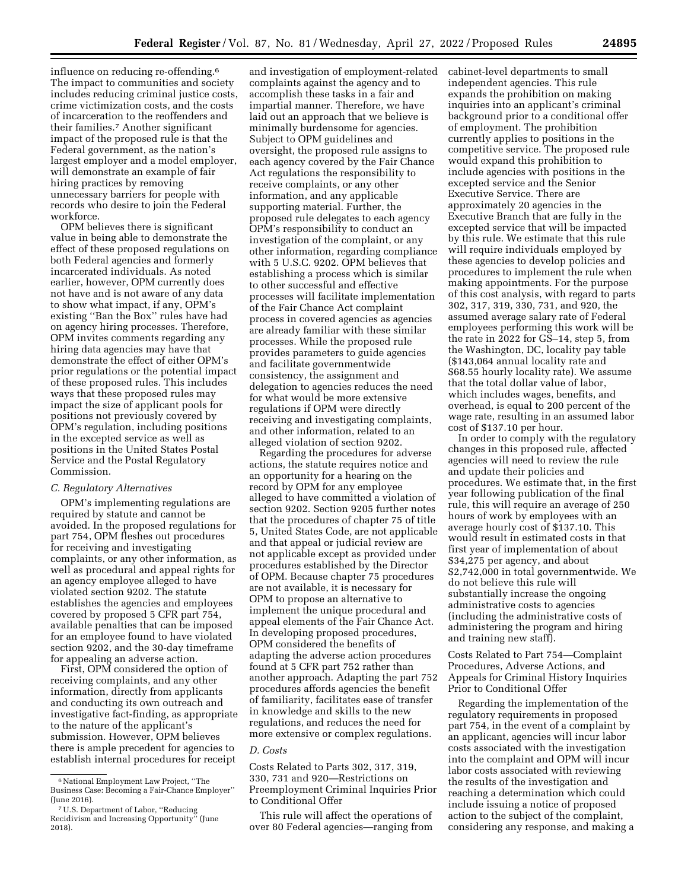influence on reducing re-offending.[6] The impact to communities and society includes reducing criminal justice costs, crime victimization costs, and the costs of incarceration to the reoffenders and their families.[7] Another significant impact of the proposed rule is that the Federal government, as the nation's largest employer and a model employer, will demonstrate an example of fair hiring practices by removing unnecessary barriers for people with records who desire to join the Federal workforce.

OPM believes there is significant value in being able to demonstrate the effect of these proposed regulations on both Federal agencies and formerly incarcerated individuals. As noted earlier, however, OPM currently does not have and is not aware of any data to show what impact, if any, OPM's existing "Ban the Box" rules have had on agency hiring processes. Therefore, OPM invites comments regarding any hiring data agencies may have that demonstrate the effect of either OPM's prior regulations or the potential impact of these proposed rules. This includes ways that these proposed rules may impact the size of applicant pools for positions not previously covered by OPM's regulation, including positions in the excepted service as well as positions in the United States Postal Service and the Postal Regulatory Commission.

### *C. Regulatory Alternatives*

OPM's implementing regulations are required by statute and cannot be avoided. In the proposed regulations for part 754, OPM fleshes out procedures for receiving and investigating complaints, or any other information, as well as procedural and appeal rights for an agency employee alleged to have violated section 9202. The statute establishes the agencies and employees covered by proposed 5 CFR part 754, available penalties that can be imposed for an employee found to have violated section 9202, and the 30-day timeframe for appealing an adverse action.

First, OPM considered the option of receiving complaints, and any other information, directly from applicants and conducting its own outreach and investigative fact-finding, as appropriate to the nature of the applicant's submission. However, OPM believes there is ample precedent for agencies to establish internal procedures for receipt and investigation of employment-related complaints against the agency and to accomplish these tasks in a fair and impartial manner. Therefore, we have laid out an approach that we believe is minimally burdensome for agencies. Subject to OPM guidelines and oversight, the proposed rule assigns to each agency covered by the Fair Chance Act regulations the responsibility to receive complaints, or any other information, and any applicable supporting material. Further, the proposed rule delegates to each agency OPM's responsibility to conduct an investigation of the complaint, or any other information, regarding compliance with 5 U.S.C. 9202. OPM believes that establishing a process which is similar to other successful and effective processes will facilitate implementation of the Fair Chance Act complaint process in covered agencies as agencies are already familiar with these similar processes. While the proposed rule provides parameters to guide agencies and facilitate governmentwide consistency, the assignment and delegation to agencies reduces the need for what would be more extensive regulations if OPM were directly receiving and investigating complaints, and other information, related to an alleged violation of section 9202.

Regarding the procedures for adverse actions, the statute requires notice and an opportunity for a hearing on the record by OPM for any employee alleged to have committed a violation of section 9202. Section 9205 further notes that the procedures of chapter 75 of title 5, United States Code, are not applicable and that appeal or judicial review are not applicable except as provided under procedures established by the Director of OPM. Because chapter 75 procedures are not available, it is necessary for OPM to propose an alternative to implement the unique procedural and appeal elements of the Fair Chance Act. In developing proposed procedures, OPM considered the benefits of adapting the adverse action procedures found at 5 CFR part 752 rather than another approach. Adapting the part 752 procedures affords agencies the benefit of familiarity, facilitates ease of transfer in knowledge and skills to the new regulations, and reduces the need for more extensive or complex regulations.

### *D. Costs*

Costs Related to Parts 302, 317, 319, 330, 731 and 920—Restrictions on Preemployment Criminal Inquiries Prior to Conditional Offer

This rule will affect the operations of over 80 Federal agencies—ranging from cabinet-level departments to small independent agencies. This rule expands the prohibition on making inquiries into an applicant's criminal background prior to a conditional offer of employment. The prohibition currently applies to positions in the competitive service. The proposed rule would expand this prohibition to include agencies with positions in the excepted service and the Senior Executive Service. There are approximately 20 agencies in the Executive Branch that are fully in the excepted service that will be impacted by this rule. We estimate that this rule will require individuals employed by these agencies to develop policies and procedures to implement the rule when making appointments. For the purpose of this cost analysis, with regard to parts 302, 317, 319, 330, 731, and 920, the assumed average salary rate of Federal employees performing this work will be the rate in 2022 for GS–14, step 5, from the Washington, DC, locality pay table ($143,064 annual locality rate and $68.55 hourly locality rate). We assume that the total dollar value of labor, which includes wages, benefits, and overhead, is equal to 200 percent of the wage rate, resulting in an assumed labor cost of $137.10 per hour.

In order to comply with the regulatory changes in this proposed rule, affected agencies will need to review the rule and update their policies and procedures. We estimate that, in the first year following publication of the final rule, this will require an average of 250 hours of work by employees with an average hourly cost of $137.10. This would result in estimated costs in that first year of implementation of about $34,275 per agency, and about $2,742,000 in total governmentwide. We do not believe this rule will substantially increase the ongoing administrative costs to agencies (including the administrative costs of administering the program and hiring and training new staff).

Costs Related to Part 754—Complaint Procedures, Adverse Actions, and Appeals for Criminal History Inquiries Prior to Conditional Offer

Regarding the implementation of the regulatory requirements in proposed part 754, in the event of a complaint by an applicant, agencies will incur labor costs associated with the investigation into the complaint and OPM will incur labor costs associated with reviewing the results of the investigation and reaching a determination which could include issuing a notice of proposed action to the subject of the complaint, considering any response, and making a

[6] National Employment Law Project, "The Business Case: Becoming a Fair-Chance Employer" (June 2016).

[7] U.S. Department of Labor, "Reducing Recidivism and Increasing Opportunity" (June 2018).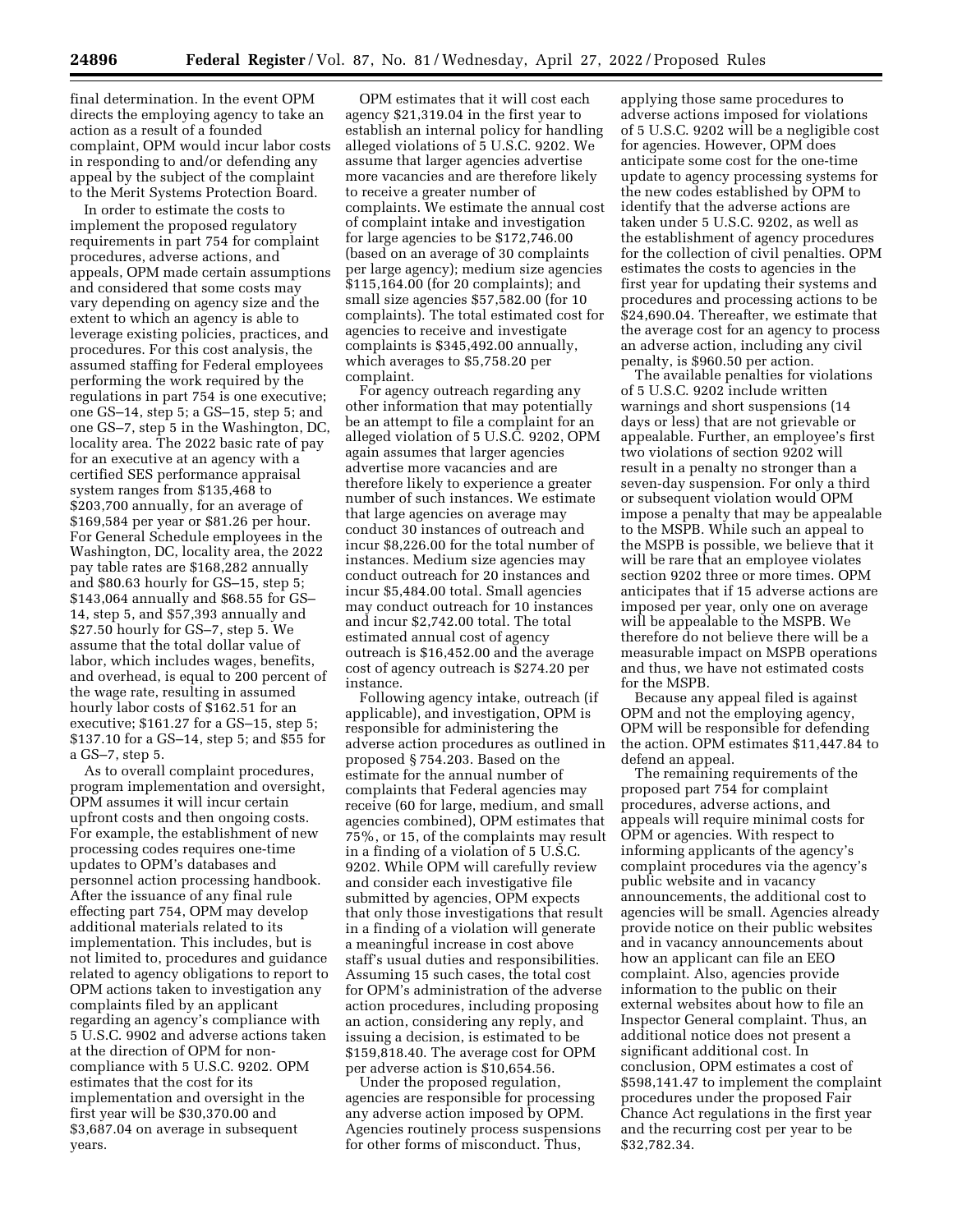final determination. In the event OPM directs the employing agency to take an action as a result of a founded complaint, OPM would incur labor costs in responding to and/or defending any appeal by the subject of the complaint to the Merit Systems Protection Board.

In order to estimate the costs to implement the proposed regulatory requirements in part 754 for complaint procedures, adverse actions, and appeals, OPM made certain assumptions and considered that some costs may vary depending on agency size and the extent to which an agency is able to leverage existing policies, practices, and procedures. For this cost analysis, the assumed staffing for Federal employees performing the work required by the regulations in part 754 is one executive; one GS–14, step 5; a GS–15, step 5; and one GS–7, step 5 in the Washington, DC, locality area. The 2022 basic rate of pay for an executive at an agency with a certified SES performance appraisal system ranges from $135,468 to $203,700 annually, for an average of $169,584 per year or $81.26 per hour. For General Schedule employees in the Washington, DC, locality area, the 2022 pay table rates are $168,282 annually and $80.63 hourly for GS–15, step 5; $143,064 annually and $68.55 for GS–14, step 5, and $57,393 annually and $27.50 hourly for GS–7, step 5. We assume that the total dollar value of labor, which includes wages, benefits, and overhead, is equal to 200 percent of the wage rate, resulting in assumed hourly labor costs of $162.51 for an executive; $161.27 for a GS–15, step 5; $137.10 for a GS–14, step 5; and $55 for a GS–7, step 5.

As to overall complaint procedures, program implementation and oversight, OPM assumes it will incur certain upfront costs and then ongoing costs. For example, the establishment of new processing codes requires one-time updates to OPM's databases and personnel action processing handbook. After the issuance of any final rule effecting part 754, OPM may develop additional materials related to its implementation. This includes, but is not limited to, procedures and guidance related to agency obligations to report to OPM actions taken to investigation any complaints filed by an applicant regarding an agency's compliance with 5 U.S.C. 9902 and adverse actions taken at the direction of OPM for non-compliance with 5 U.S.C. 9202. OPM estimates that the cost for its implementation and oversight in the first year will be $30,370.00 and $3,687.04 on average in subsequent years.

OPM estimates that it will cost each agency $21,319.04 in the first year to establish an internal policy for handling alleged violations of 5 U.S.C. 9202. We assume that larger agencies advertise more vacancies and are therefore likely to receive a greater number of complaints. We estimate the annual cost of complaint intake and investigation for large agencies to be $172,746.00 (based on an average of 30 complaints per large agency); medium size agencies $115,164.00 (for 20 complaints); and small size agencies $57,582.00 (for 10 complaints). The total estimated cost for agencies to receive and investigate complaints is $345,492.00 annually, which averages to $5,758.20 per complaint.

For agency outreach regarding any other information that may potentially be an attempt to file a complaint for an alleged violation of 5 U.S.C. 9202, OPM again assumes that larger agencies advertise more vacancies and are therefore likely to experience a greater number of such instances. We estimate that large agencies on average may conduct 30 instances of outreach and incur $8,226.00 for the total number of instances. Medium size agencies may conduct outreach for 20 instances and incur $5,484.00 total. Small agencies may conduct outreach for 10 instances and incur $2,742.00 total. The total estimated annual cost of agency outreach is $16,452.00 and the average cost of agency outreach is $274.20 per instance.

Following agency intake, outreach (if applicable), and investigation, OPM is responsible for administering the adverse action procedures as outlined in proposed § 754.203. Based on the estimate for the annual number of complaints that Federal agencies may receive (60 for large, medium, and small agencies combined), OPM estimates that 75%, or 15, of the complaints may result in a finding of a violation of 5 U.S.C. 9202. While OPM will carefully review and consider each investigative file submitted by agencies, OPM expects that only those investigations that result in a finding of a violation will generate a meaningful increase in cost above staff's usual duties and responsibilities. Assuming 15 such cases, the total cost for OPM's administration of the adverse action procedures, including proposing an action, considering any reply, and issuing a decision, is estimated to be $159,818.40. The average cost for OPM per adverse action is $10,654.56.

Under the proposed regulation, agencies are responsible for processing any adverse action imposed by OPM. Agencies routinely process suspensions for other forms of misconduct. Thus, applying those same procedures to adverse actions imposed for violations of 5 U.S.C. 9202 will be a negligible cost for agencies. However, OPM does anticipate some cost for the one-time update to agency processing systems for the new codes established by OPM to identify that the adverse actions are taken under 5 U.S.C. 9202, as well as the establishment of agency procedures for the collection of civil penalties. OPM estimates the costs to agencies in the first year for updating their systems and procedures and processing actions to be $24,690.04. Thereafter, we estimate that the average cost for an agency to process an adverse action, including any civil penalty, is $960.50 per action.

The available penalties for violations of 5 U.S.C. 9202 include written warnings and short suspensions (14 days or less) that are not grievable or appealable. Further, an employee's first two violations of section 9202 will result in a penalty no stronger than a seven-day suspension. For only a third or subsequent violation would OPM impose a penalty that may be appealable to the MSPB. While such an appeal to the MSPB is possible, we believe that it will be rare that an employee violates section 9202 three or more times. OPM anticipates that if 15 adverse actions are imposed per year, only one on average will be appealable to the MSPB. We therefore do not believe there will be a measurable impact on MSPB operations and thus, we have not estimated costs for the MSPB.

Because any appeal filed is against OPM and not the employing agency, OPM will be responsible for defending the action. OPM estimates $11,447.84 to defend an appeal.

The remaining requirements of the proposed part 754 for complaint procedures, adverse actions, and appeals will require minimal costs for OPM or agencies. With respect to informing applicants of the agency's complaint procedures via the agency's public website and in vacancy announcements, the additional cost to agencies will be small. Agencies already provide notice on their public websites and in vacancy announcements about how an applicant can file an EEO complaint. Also, agencies provide information to the public on their external websites about how to file an Inspector General complaint. Thus, an additional notice does not present a significant additional cost. In conclusion, OPM estimates a cost of $598,141.47 to implement the complaint procedures under the proposed Fair Chance Act regulations in the first year and the recurring cost per year to be $32,782.34.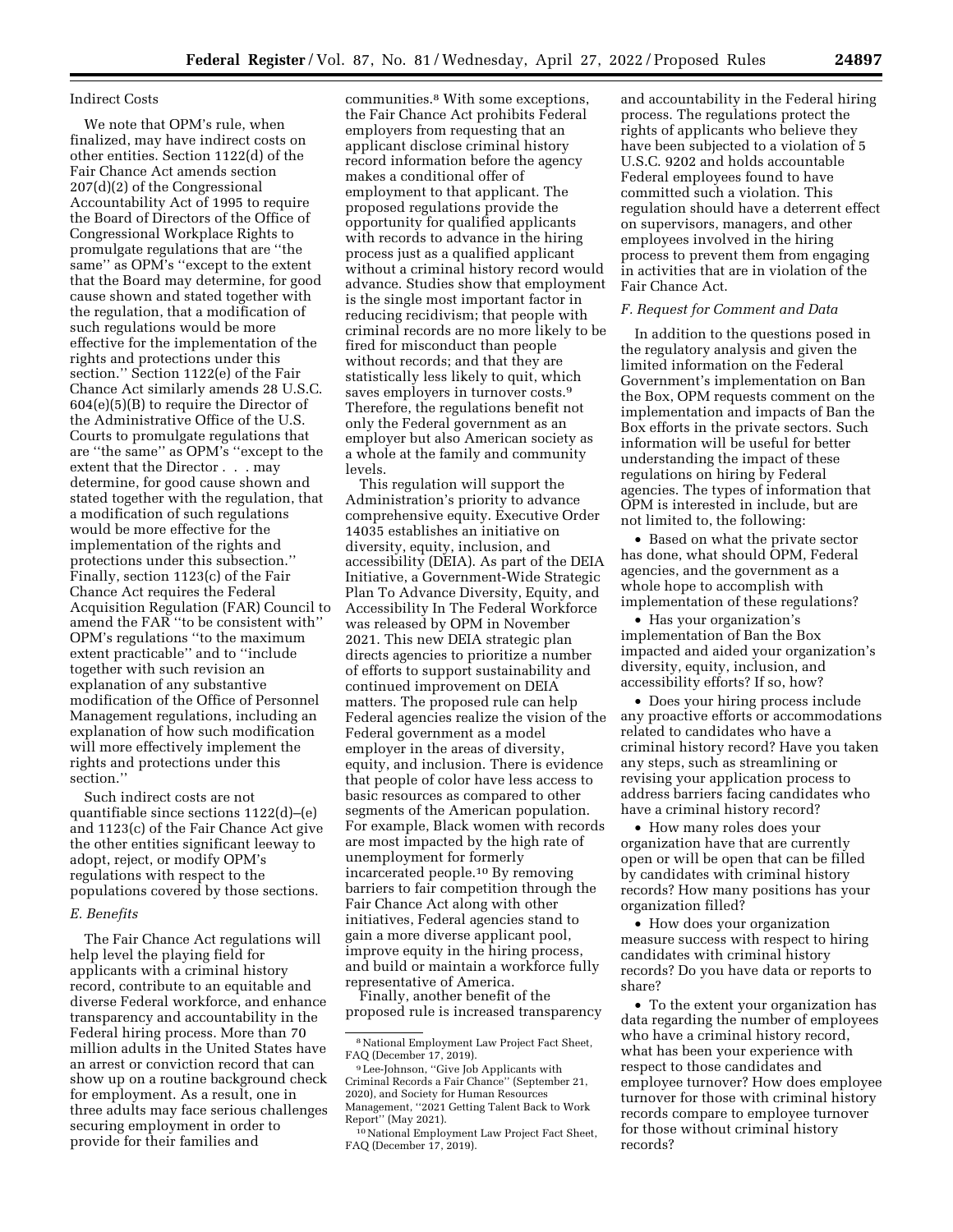Indirect Costs

We note that OPM's rule, when finalized, may have indirect costs on other entities. Section 1122(d) of the Fair Chance Act amends section 207(d)(2) of the Congressional Accountability Act of 1995 to require the Board of Directors of the Office of Congressional Workplace Rights to promulgate regulations that are ''the same'' as OPM's ''except to the extent that the Board may determine, for good cause shown and stated together with the regulation, that a modification of such regulations would be more effective for the implementation of the rights and protections under this section.'' Section 1122(e) of the Fair Chance Act similarly amends 28 U.S.C. 604(e)(5)(B) to require the Director of the Administrative Office of the U.S. Courts to promulgate regulations that are ''the same'' as OPM's ''except to the extent that the Director . . . may determine, for good cause shown and stated together with the regulation, that a modification of such regulations would be more effective for the implementation of the rights and protections under this subsection.'' Finally, section 1123(c) of the Fair Chance Act requires the Federal Acquisition Regulation (FAR) Council to amend the FAR ''to be consistent with'' OPM's regulations ''to the maximum extent practicable'' and to ''include together with such revision an explanation of any substantive modification of the Office of Personnel Management regulations, including an explanation of how such modification will more effectively implement the rights and protections under this section.''

Such indirect costs are not quantifiable since sections 1122(d)–(e) and 1123(c) of the Fair Chance Act give the other entities significant leeway to adopt, reject, or modify OPM's regulations with respect to the populations covered by those sections.

### *E. Benefits*

The Fair Chance Act regulations will help level the playing field for applicants with a criminal history record, contribute to an equitable and diverse Federal workforce, and enhance transparency and accountability in the Federal hiring process. More than 70 million adults in the United States have an arrest or conviction record that can show up on a routine background check for employment. As a result, one in three adults may face serious challenges securing employment in order to provide for their families and communities.[8] With some exceptions, the Fair Chance Act prohibits Federal employers from requesting that an applicant disclose criminal history record information before the agency makes a conditional offer of employment to that applicant. The proposed regulations provide the opportunity for qualified applicants with records to advance in the hiring process just as a qualified applicant without a criminal history record would advance. Studies show that employment is the single most important factor in reducing recidivism; that people with criminal records are no more likely to be fired for misconduct than people without records; and that they are statistically less likely to quit, which saves employers in turnover costs.[9] Therefore, the regulations benefit not only the Federal government as an employer but also American society as a whole at the family and community levels.

This regulation will support the Administration's priority to advance comprehensive equity. Executive Order 14035 establishes an initiative on diversity, equity, inclusion, and accessibility (DEIA). As part of the DEIA Initiative, a Government-Wide Strategic Plan To Advance Diversity, Equity, and Accessibility In The Federal Workforce was released by OPM in November 2021. This new DEIA strategic plan directs agencies to prioritize a number of efforts to support sustainability and continued improvement on DEIA matters. The proposed rule can help Federal agencies realize the vision of the Federal government as a model employer in the areas of diversity, equity, and inclusion. There is evidence that people of color have less access to basic resources as compared to other segments of the American population. For example, Black women with records are most impacted by the high rate of unemployment for formerly incarcerated people.[10] By removing barriers to fair competition through the Fair Chance Act along with other initiatives, Federal agencies stand to gain a more diverse applicant pool, improve equity in the hiring process, and build or maintain a workforce fully representative of America.

Finally, another benefit of the proposed rule is increased transparency and accountability in the Federal hiring process. The regulations protect the rights of applicants who believe they have been subjected to a violation of 5 U.S.C. 9202 and holds accountable Federal employees found to have committed such a violation. This regulation should have a deterrent effect on supervisors, managers, and other employees involved in the hiring process to prevent them from engaging in activities that are in violation of the Fair Chance Act.

### *F. Request for Comment and Data*

In addition to the questions posed in the regulatory analysis and given the limited information on the Federal Government's implementation on Ban the Box, OPM requests comment on the implementation and impacts of Ban the Box efforts in the private sectors. Such information will be useful for better understanding the impact of these regulations on hiring by Federal agencies. The types of information that OPM is interested in include, but are not limited to, the following:

- Based on what the private sector has done, what should OPM, Federal agencies, and the government as a whole hope to accomplish with implementation of these regulations?
- Has your organization's implementation of Ban the Box impacted and aided your organization's diversity, equity, inclusion, and accessibility efforts? If so, how?
- Does your hiring process include any proactive efforts or accommodations related to candidates who have a criminal history record? Have you taken any steps, such as streamlining or revising your application process to address barriers facing candidates who have a criminal history record?
- How many roles does your organization have that are currently open or will be open that can be filled by candidates with criminal history records? How many positions has your organization filled?
- How does your organization measure success with respect to hiring candidates with criminal history records? Do you have data or reports to share?
- To the extent your organization has data regarding the number of employees who have a criminal history record, what has been your experience with respect to those candidates and employee turnover? How does employee turnover for those with criminal history records compare to employee turnover for those without criminal history records?

---

[8] National Employment Law Project Fact Sheet, FAQ (December 17, 2019).

[9] Lee-Johnson, ''Give Job Applicants with Criminal Records a Fair Chance'' (September 21, 2020), and Society for Human Resources Management, ''2021 Getting Talent Back to Work Report'' (May 2021).

[10] National Employment Law Project Fact Sheet, FAQ (December 17, 2019).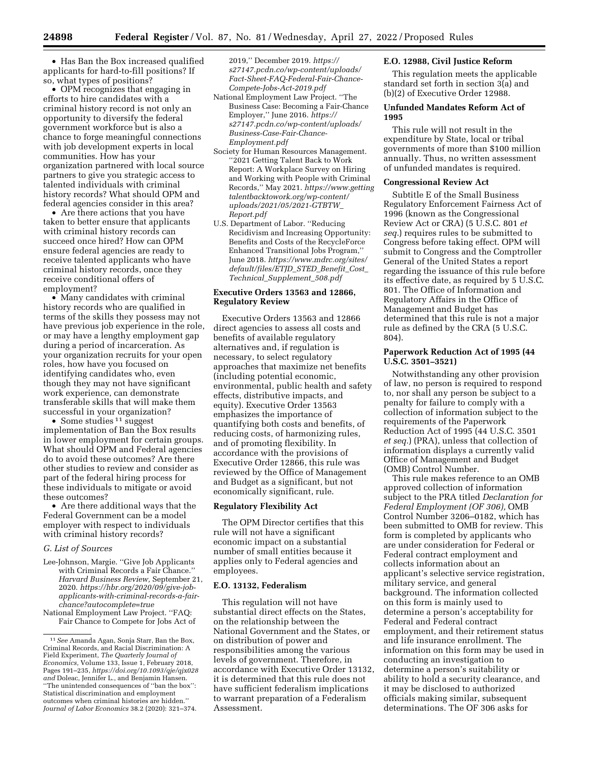• Has Ban the Box increased qualified applicants for hard-to-fill positions? If so, what types of positions?

• OPM recognizes that engaging in efforts to hire candidates with a criminal history record is not only an opportunity to diversify the federal government workforce but is also a chance to forge meaningful connections with job development experts in local communities. How has your organization partnered with local source partners to give you strategic access to talented individuals with criminal history records? What should OPM and federal agencies consider in this area?

• Are there actions that you have taken to better ensure that applicants with criminal history records can succeed once hired? How can OPM ensure federal agencies are ready to receive talented applicants who have criminal history records, once they receive conditional offers of employment?

• Many candidates with criminal history records who are qualified in terms of the skills they possess may not have previous job experience in the role, or may have a lengthy employment gap during a period of incarceration. As your organization recruits for your open roles, how have you focused on identifying candidates who, even though they may not have significant work experience, can demonstrate transferable skills that will make them successful in your organization?

• Some studies [11] suggest implementation of Ban the Box results in lower employment for certain groups. What should OPM and Federal agencies do to avoid these outcomes? Are there other studies to review and consider as part of the federal hiring process for these individuals to mitigate or avoid these outcomes?

• Are there additional ways that the Federal Government can be a model employer with respect to individuals with criminal history records?

*G. List of Sources*

Lee-Johnson, Margie. "Give Job Applicants with Criminal Records a Fair Chance." *Harvard Business Review,* September 21, 2020. *https://hbr.org/2020/09/give-job-applicants-with-criminal-records-a-fair-chance?autocomplete=true*

National Employment Law Project. "FAQ: Fair Chance to Compete for Jobs Act of 2019," December 2019. *https://s27147.pcdn.co/wp-content/uploads/Fact-Sheet-FAQ-Federal-Fair-Chance-Compete-Jobs-Act-2019.pdf*

National Employment Law Project. "The Business Case: Becoming a Fair-Chance Employer," June 2016. *https://s27147.pcdn.co/wp-content/uploads/Business-Case-Fair-Chance-Employment.pdf*

Society for Human Resources Management. "2021 Getting Talent Back to Work Report: A Workplace Survey on Hiring and Working with People with Criminal Records," May 2021. *https://www.gettingtalentbacktowork.org/wp-content/uploads/2021/05/2021-GTBTW_Report.pdf*

U.S. Department of Labor. "Reducing Recidivism and Increasing Opportunity: Benefits and Costs of the RecycleForce Enhanced Transitional Jobs Program," June 2018. *https://www.mdrc.org/sites/default/files/ETJD_STED_Benefit_Cost_Technical_Supplement_508.pdf*

**Executive Orders 13563 and 12866, Regulatory Review**

Executive Orders 13563 and 12866 direct agencies to assess all costs and benefits of available regulatory alternatives and, if regulation is necessary, to select regulatory approaches that maximize net benefits (including potential economic, environmental, public health and safety effects, distributive impacts, and equity). Executive Order 13563 emphasizes the importance of quantifying both costs and benefits, of reducing costs, of harmonizing rules, and of promoting flexibility. In accordance with the provisions of Executive Order 12866, this rule was reviewed by the Office of Management and Budget as a significant, but not economically significant, rule.

**Regulatory Flexibility Act**

The OPM Director certifies that this rule will not have a significant economic impact on a substantial number of small entities because it applies only to Federal agencies and employees.

**E.O. 13132, Federalism**

This regulation will not have substantial direct effects on the States, on the relationship between the National Government and the States, or on distribution of power and responsibilities among the various levels of government. Therefore, in accordance with Executive Order 13132, it is determined that this rule does not have sufficient federalism implications to warrant preparation of a Federalism Assessment.

**E.O. 12988, Civil Justice Reform**

This regulation meets the applicable standard set forth in section 3(a) and (b)(2) of Executive Order 12988.

**Unfunded Mandates Reform Act of 1995**

This rule will not result in the expenditure by State, local or tribal governments of more than $100 million annually. Thus, no written assessment of unfunded mandates is required.

**Congressional Review Act**

Subtitle E of the Small Business Regulatory Enforcement Fairness Act of 1996 (known as the Congressional Review Act or CRA) (5 U.S.C. 801 *et seq.*) requires rules to be submitted to Congress before taking effect. OPM will submit to Congress and the Comptroller General of the United States a report regarding the issuance of this rule before its effective date, as required by 5 U.S.C. 801. The Office of Information and Regulatory Affairs in the Office of Management and Budget has determined that this rule is not a major rule as defined by the CRA (5 U.S.C. 804).

**Paperwork Reduction Act of 1995 (44 U.S.C. 3501–3521)**

Notwithstanding any other provision of law, no person is required to respond to, nor shall any person be subject to a penalty for failure to comply with a collection of information subject to the requirements of the Paperwork Reduction Act of 1995 (44 U.S.C. 3501 *et seq.*) (PRA), unless that collection of information displays a currently valid Office of Management and Budget (OMB) Control Number.

This rule makes reference to an OMB approved collection of information subject to the PRA titled *Declaration for Federal Employment (OF 306),* OMB Control Number 3206–0182, which has been submitted to OMB for review. This form is completed by applicants who are under consideration for Federal or Federal contract employment and collects information about an applicant's selective service registration, military service, and general background. The information collected on this form is mainly used to determine a person's acceptability for Federal and Federal contract employment, and their retirement status and life insurance enrollment. The information on this form may be used in conducting an investigation to determine a person's suitability or ability to hold a security clearance, and it may be disclosed to authorized officials making similar, subsequent determinations. The OF 306 asks for

---

[11] *See* Amanda Agan, Sonja Starr, Ban the Box, Criminal Records, and Racial Discrimination: A Field Experiment, *The Quarterly Journal of Economics,* Volume 133, Issue 1, February 2018, Pages 191–235, *https://doi.org/10.1093/qje/qjx028 and* Doleac, Jennifer L., and Benjamin Hansen. "The unintended consequences of "ban the box": Statistical discrimination and employment outcomes when criminal histories are hidden." *Journal of Labor Economics* 38.2 (2020): 321–374.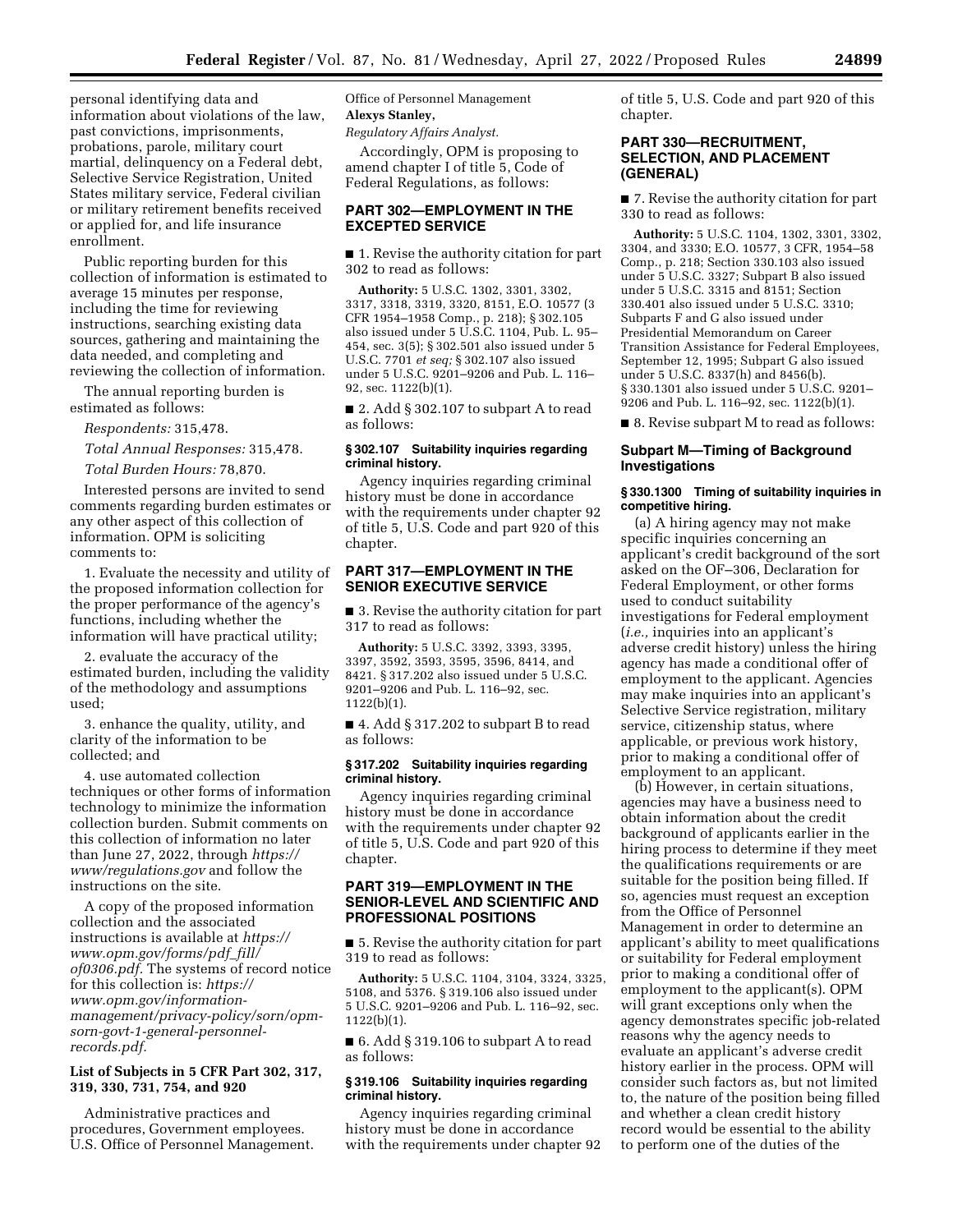personal identifying data and information about violations of the law, past convictions, imprisonments, probations, parole, military court martial, delinquency on a Federal debt, Selective Service Registration, United States military service, Federal civilian or military retirement benefits received or applied for, and life insurance enrollment.

Public reporting burden for this collection of information is estimated to average 15 minutes per response, including the time for reviewing instructions, searching existing data sources, gathering and maintaining the data needed, and completing and reviewing the collection of information.

The annual reporting burden is estimated as follows:

*Respondents:* 315,478.

*Total Annual Responses:* 315,478.

*Total Burden Hours:* 78,870.

Interested persons are invited to send comments regarding burden estimates or any other aspect of this collection of information. OPM is soliciting comments to:

1. Evaluate the necessity and utility of the proposed information collection for the proper performance of the agency's functions, including whether the information will have practical utility;

2. evaluate the accuracy of the estimated burden, including the validity of the methodology and assumptions used;

3. enhance the quality, utility, and clarity of the information to be collected; and

4. use automated collection techniques or other forms of information technology to minimize the information collection burden. Submit comments on this collection of information no later than June 27, 2022, through *https://www/regulations.gov* and follow the instructions on the site.

A copy of the proposed information collection and the associated instructions is available at *https://www.opm.gov/forms/pdf_fill/of0306.pdf.* The systems of record notice for this collection is: *https://www.opm.gov/information-management/privacy-policy/sorn/opm-sorn-govt-1-general-personnel-records.pdf.*

### List of Subjects in 5 CFR Part 302, 317, 319, 330, 731, 754, and 920

Administrative practices and procedures, Government employees.

U.S. Office of Personnel Management.

Office of Personnel Management

**Alexys Stanley,**

*Regulatory Affairs Analyst.*

Accordingly, OPM is proposing to amend chapter I of title 5, Code of Federal Regulations, as follows:

## PART 302—EMPLOYMENT IN THE EXCEPTED SERVICE

■ 1. Revise the authority citation for part 302 to read as follows:

**Authority:** 5 U.S.C. 1302, 3301, 3302, 3317, 3318, 3319, 3320, 8151, E.O. 10577 (3 CFR 1954–1958 Comp., p. 218); § 302.105 also issued under 5 U.S.C. 1104, Pub. L. 95–454, sec. 3(5); § 302.501 also issued under 5 U.S.C. 7701 *et seq;* § 302.107 also issued under 5 U.S.C. 9201–9206 and Pub. L. 116–92, sec. 1122(b)(1).

■ 2. Add § 302.107 to subpart A to read as follows:

### § 302.107 Suitability inquiries regarding criminal history.

Agency inquiries regarding criminal history must be done in accordance with the requirements under chapter 92 of title 5, U.S. Code and part 920 of this chapter.

## PART 317—EMPLOYMENT IN THE SENIOR EXECUTIVE SERVICE

■ 3. Revise the authority citation for part 317 to read as follows:

**Authority:** 5 U.S.C. 3392, 3393, 3395, 3397, 3592, 3593, 3595, 3596, 8414, and 8421. § 317.202 also issued under 5 U.S.C. 9201–9206 and Pub. L. 116–92, sec. 1122(b)(1).

■ 4. Add § 317.202 to subpart B to read as follows:

### § 317.202 Suitability inquiries regarding criminal history.

Agency inquiries regarding criminal history must be done in accordance with the requirements under chapter 92 of title 5, U.S. Code and part 920 of this chapter.

## PART 319—EMPLOYMENT IN THE SENIOR-LEVEL AND SCIENTIFIC AND PROFESSIONAL POSITIONS

■ 5. Revise the authority citation for part 319 to read as follows:

**Authority:** 5 U.S.C. 1104, 3104, 3324, 3325, 5108, and 5376. § 319.106 also issued under 5 U.S.C. 9201–9206 and Pub. L. 116–92, sec. 1122(b)(1).

■ 6. Add § 319.106 to subpart A to read as follows:

### § 319.106 Suitability inquiries regarding criminal history.

Agency inquiries regarding criminal history must be done in accordance with the requirements under chapter 92 of title 5, U.S. Code and part 920 of this chapter.

## PART 330—RECRUITMENT, SELECTION, AND PLACEMENT (GENERAL)

■ 7. Revise the authority citation for part 330 to read as follows:

**Authority:** 5 U.S.C. 1104, 1302, 3301, 3302, 3304, and 3330; E.O. 10577, 3 CFR, 1954–58 Comp., p. 218; Section 330.103 also issued under 5 U.S.C. 3327; Subpart B also issued under 5 U.S.C. 3315 and 8151; Section 330.401 also issued under 5 U.S.C. 3310; Subparts F and G also issued under Presidential Memorandum on Career Transition Assistance for Federal Employees, September 12, 1995; Subpart G also issued under 5 U.S.C. 8337(h) and 8456(b). § 330.1301 also issued under 5 U.S.C. 9201–9206 and Pub. L. 116–92, sec. 1122(b)(1).

■ 8. Revise subpart M to read as follows:

### Subpart M—Timing of Background Investigations

#### § 330.1300 Timing of suitability inquiries in competitive hiring.

(a) A hiring agency may not make specific inquiries concerning an applicant's credit background of the sort asked on the OF–306, Declaration for Federal Employment, or other forms used to conduct suitability investigations for Federal employment (*i.e.,* inquiries into an applicant's adverse credit history) unless the hiring agency has made a conditional offer of employment to the applicant. Agencies may make inquiries into an applicant's Selective Service registration, military service, citizenship status, where applicable, or previous work history, prior to making a conditional offer of employment to an applicant.

(b) However, in certain situations, agencies may have a business need to obtain information about the credit background of applicants earlier in the hiring process to determine if they meet the qualifications requirements or are suitable for the position being filled. If so, agencies must request an exception from the Office of Personnel Management in order to determine an applicant's ability to meet qualifications or suitability for Federal employment prior to making a conditional offer of employment to the applicant(s). OPM will grant exceptions only when the agency demonstrates specific job-related reasons why the agency needs to evaluate an applicant's adverse credit history earlier in the process. OPM will consider such factors as, but not limited to, the nature of the position being filled and whether a clean credit history record would be essential to the ability to perform one of the duties of the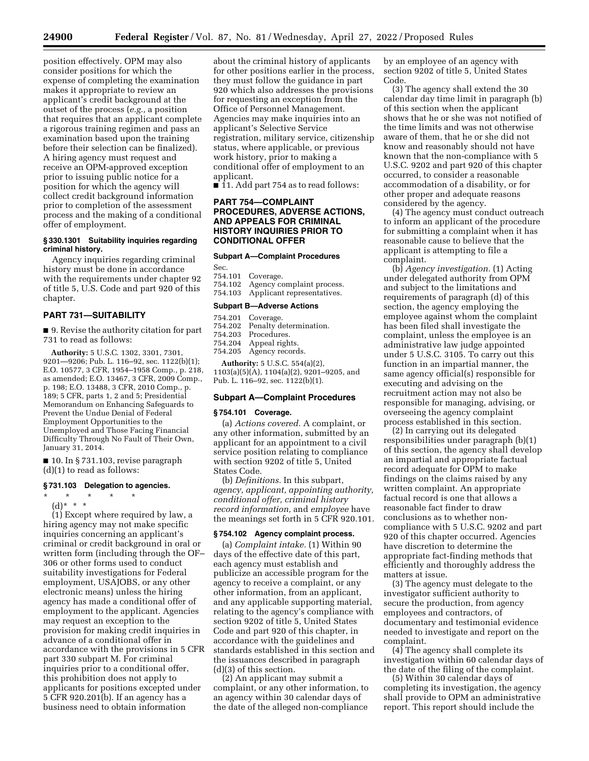position effectively. OPM may also consider positions for which the expense of completing the examination makes it appropriate to review an applicant's credit background at the outset of the process (*e.g.,* a position that requires that an applicant complete a rigorous training regimen and pass an examination based upon the training before their selection can be finalized). A hiring agency must request and receive an OPM-approved exception prior to issuing public notice for a position for which the agency will collect credit background information prior to completion of the assessment process and the making of a conditional offer of employment.

#### § 330.1301 Suitability inquiries regarding criminal history.

Agency inquiries regarding criminal history must be done in accordance with the requirements under chapter 92 of title 5, U.S. Code and part 920 of this chapter.

### PART 731—SUITABILITY

■ 9. Revise the authority citation for part 731 to read as follows:

**Authority:** 5 U.S.C. 1302, 3301, 7301, 9201—9206; Pub. L. 116–92, sec. 1122(b)(1); E.O. 10577, 3 CFR, 1954–1958 Comp., p. 218, as amended; E.O. 13467, 3 CFR, 2009 Comp., p. 198; E.O. 13488, 3 CFR, 2010 Comp., p. 189; 5 CFR, parts 1, 2 and 5; Presidential Memorandum on Enhancing Safeguards to Prevent the Undue Denial of Federal Employment Opportunities to the Unemployed and Those Facing Financial Difficulty Through No Fault of Their Own, January 31, 2014.

■ 10. In § 731.103, revise paragraph (d)(1) to read as follows:

#### § 731.103 Delegation to agencies.

\* \* \* \* \*

(d)\* \* \*

(1) Except where required by law, a hiring agency may not make specific inquiries concerning an applicant's criminal or credit background in oral or written form (including through the OF–306 or other forms used to conduct suitability investigations for Federal employment, USAJOBS, or any other electronic means) unless the hiring agency has made a conditional offer of employment to the applicant. Agencies may request an exception to the provision for making credit inquiries in advance of a conditional offer in accordance with the provisions in 5 CFR part 330 subpart M. For criminal inquiries prior to a conditional offer, this prohibition does not apply to applicants for positions excepted under 5 CFR 920.201(b). If an agency has a business need to obtain information about the criminal history of applicants for other positions earlier in the process, they must follow the guidance in part 920 which also addresses the provisions for requesting an exception from the Office of Personnel Management. Agencies may make inquiries into an applicant's Selective Service registration, military service, citizenship status, where applicable, or previous work history, prior to making a conditional offer of employment to an applicant.

■ 11. Add part 754 as to read follows:

### PART 754—COMPLAINT PROCEDURES, ADVERSE ACTIONS, AND APPEALS FOR CRIMINAL HISTORY INQUIRIES PRIOR TO CONDITIONAL OFFER

#### Subpart A—Complaint Procedures

Sec.
754.101 Coverage.
754.102 Agency complaint process.
754.103 Applicant representatives.

#### Subpart B—Adverse Actions

754.201 Coverage.
754.202 Penalty determination.
754.203 Procedures.
754.204 Appeal rights.
754.205 Agency records.

**Authority:** 5 U.S.C. 554(a)(2), 1103(a)(5)(A), 1104(a)(2), 9201–9205, and Pub. L. 116–92, sec. 1122(b)(1).

#### Subpart A—Complaint Procedures

#### § 754.101 Coverage.

(a) *Actions covered.* A complaint, or any other information, submitted by an applicant for an appointment to a civil service position relating to compliance with section 9202 of title 5, United States Code.

(b) *Definitions.* In this subpart, *agency, applicant, appointing authority, conditional offer, criminal history record information,* and *employee* have the meanings set forth in 5 CFR 920.101.

#### § 754.102 Agency complaint process.

(a) *Complaint intake.* (1) Within 90 days of the effective date of this part, each agency must establish and publicize an accessible program for the agency to receive a complaint, or any other information, from an applicant, and any applicable supporting material, relating to the agency's compliance with section 9202 of title 5, United States Code and part 920 of this chapter, in accordance with the guidelines and standards established in this section and the issuances described in paragraph (d)(3) of this section.

(2) An applicant may submit a complaint, or any other information, to an agency within 30 calendar days of the date of the alleged non-compliance by an employee of an agency with section 9202 of title 5, United States Code.

(3) The agency shall extend the 30 calendar day time limit in paragraph (b) of this section when the applicant shows that he or she was not notified of the time limits and was not otherwise aware of them, that he or she did not know and reasonably should not have known that the non-compliance with 5 U.S.C. 9202 and part 920 of this chapter occurred, to consider a reasonable accommodation of a disability, or for other proper and adequate reasons considered by the agency.

(4) The agency must conduct outreach to inform an applicant of the procedure for submitting a complaint when it has reasonable cause to believe that the applicant is attempting to file a complaint.

(b) *Agency investigation.* (1) Acting under delegated authority from OPM and subject to the limitations and requirements of paragraph (d) of this section, the agency employing the employee against whom the complaint has been filed shall investigate the complaint, unless the employee is an administrative law judge appointed under 5 U.S.C. 3105. To carry out this function in an impartial manner, the same agency official(s) responsible for executing and advising on the recruitment action may not also be responsible for managing, advising, or overseeing the agency complaint process established in this section.

(2) In carrying out its delegated responsibilities under paragraph (b)(1) of this section, the agency shall develop an impartial and appropriate factual record adequate for OPM to make findings on the claims raised by any written complaint. An appropriate factual record is one that allows a reasonable fact finder to draw conclusions as to whether non-compliance with 5 U.S.C. 9202 and part 920 of this chapter occurred. Agencies have discretion to determine the appropriate fact-finding methods that efficiently and thoroughly address the matters at issue.

(3) The agency must delegate to the investigator sufficient authority to secure the production, from agency employees and contractors, of documentary and testimonial evidence needed to investigate and report on the complaint.

(4) The agency shall complete its investigation within 60 calendar days of the date of the filing of the complaint.

(5) Within 30 calendar days of completing its investigation, the agency shall provide to OPM an administrative report. This report should include the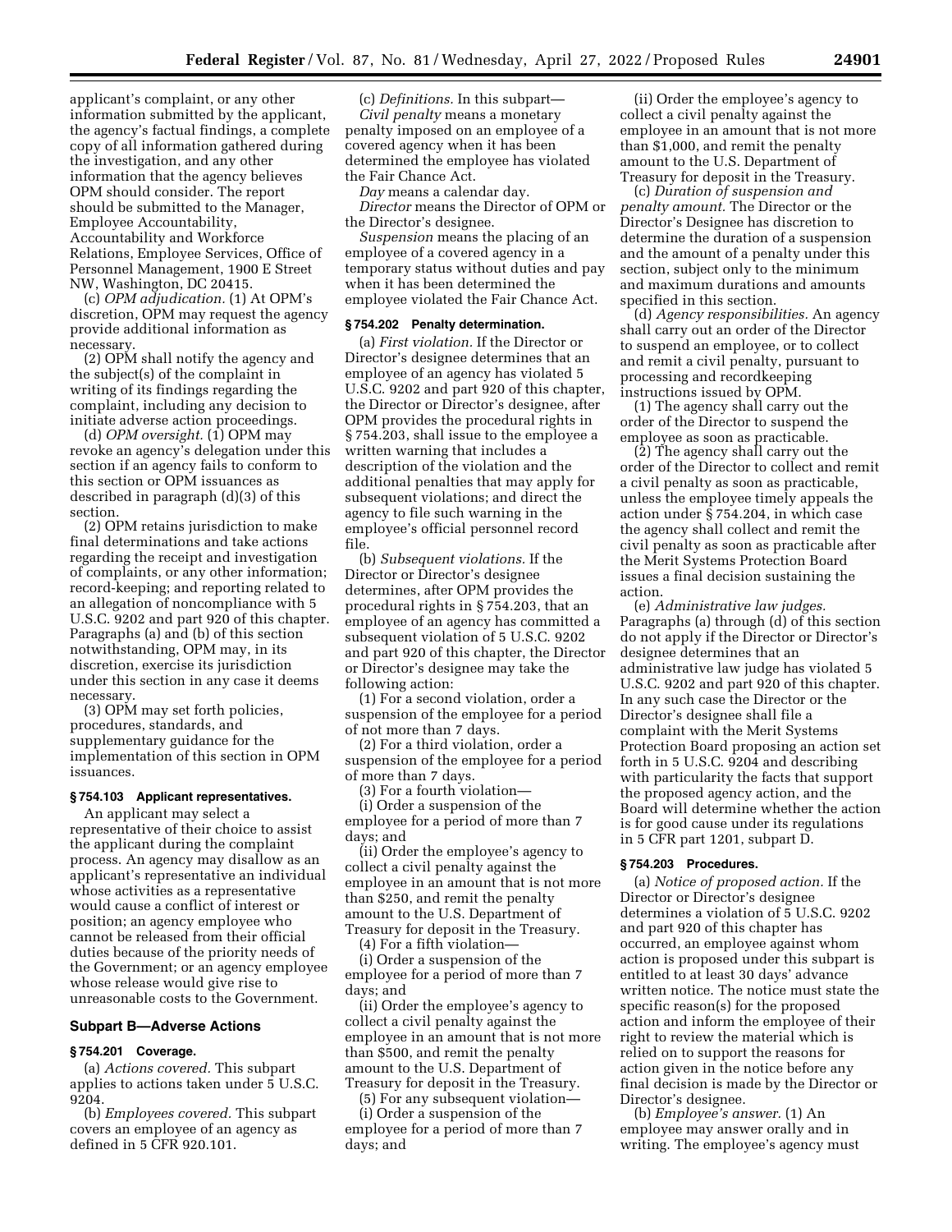applicant's complaint, or any other information submitted by the applicant, the agency's factual findings, a complete copy of all information gathered during the investigation, and any other information that the agency believes OPM should consider. The report should be submitted to the Manager, Employee Accountability, Accountability and Workforce Relations, Employee Services, Office of Personnel Management, 1900 E Street NW, Washington, DC 20415.

(c) *OPM adjudication.* (1) At OPM's discretion, OPM may request the agency provide additional information as necessary.

(2) OPM shall notify the agency and the subject(s) of the complaint in writing of its findings regarding the complaint, including any decision to initiate adverse action proceedings.

(d) *OPM oversight.* (1) OPM may revoke an agency's delegation under this section if an agency fails to conform to this section or OPM issuances as described in paragraph (d)(3) of this section.

(2) OPM retains jurisdiction to make final determinations and take actions regarding the receipt and investigation of complaints, or any other information; record-keeping; and reporting related to an allegation of noncompliance with 5 U.S.C. 9202 and part 920 of this chapter. Paragraphs (a) and (b) of this section notwithstanding, OPM may, in its discretion, exercise its jurisdiction under this section in any case it deems necessary.

(3) OPM may set forth policies, procedures, standards, and supplementary guidance for the implementation of this section in OPM issuances.

### § 754.103 Applicant representatives.

An applicant may select a representative of their choice to assist the applicant during the complaint process. An agency may disallow as an applicant's representative an individual whose activities as a representative would cause a conflict of interest or position; an agency employee who cannot be released from their official duties because of the priority needs of the Government; or an agency employee whose release would give rise to unreasonable costs to the Government.

## Subpart B—Adverse Actions

### § 754.201 Coverage.

(a) *Actions covered.* This subpart applies to actions taken under 5 U.S.C. 9204.

(b) *Employees covered.* This subpart covers an employee of an agency as defined in 5 CFR 920.101.

(c) *Definitions.* In this subpart—

*Civil penalty* means a monetary penalty imposed on an employee of a covered agency when it has been determined the employee has violated the Fair Chance Act.

*Day* means a calendar day.

*Director* means the Director of OPM or the Director's designee.

*Suspension* means the placing of an employee of a covered agency in a temporary status without duties and pay when it has been determined the employee violated the Fair Chance Act.

### § 754.202 Penalty determination.

(a) *First violation.* If the Director or Director's designee determines that an employee of an agency has violated 5 U.S.C. 9202 and part 920 of this chapter, the Director or Director's designee, after OPM provides the procedural rights in § 754.203, shall issue to the employee a written warning that includes a description of the violation and the additional penalties that may apply for subsequent violations; and direct the agency to file such warning in the employee's official personnel record file.

(b) *Subsequent violations.* If the Director or Director's designee determines, after OPM provides the procedural rights in § 754.203, that an employee of an agency has committed a subsequent violation of 5 U.S.C. 9202 and part 920 of this chapter, the Director or Director's designee may take the following action:

(1) For a second violation, order a suspension of the employee for a period of not more than 7 days.

(2) For a third violation, order a suspension of the employee for a period of more than 7 days.

(3) For a fourth violation—

(i) Order a suspension of the employee for a period of more than 7 days; and

(ii) Order the employee's agency to collect a civil penalty against the employee in an amount that is not more than $250, and remit the penalty amount to the U.S. Department of Treasury for deposit in the Treasury.

(4) For a fifth violation—

(i) Order a suspension of the employee for a period of more than 7 days; and

(ii) Order the employee's agency to collect a civil penalty against the employee in an amount that is not more than $500, and remit the penalty amount to the U.S. Department of Treasury for deposit in the Treasury.

(5) For any subsequent violation—

(i) Order a suspension of the employee for a period of more than 7 days; and

(ii) Order the employee's agency to collect a civil penalty against the employee in an amount that is not more than $1,000, and remit the penalty amount to the U.S. Department of Treasury for deposit in the Treasury.

(c) *Duration of suspension and penalty amount.* The Director or the Director's Designee has discretion to determine the duration of a suspension and the amount of a penalty under this section, subject only to the minimum and maximum durations and amounts specified in this section.

(d) *Agency responsibilities.* An agency shall carry out an order of the Director to suspend an employee, or to collect and remit a civil penalty, pursuant to processing and recordkeeping instructions issued by OPM.

(1) The agency shall carry out the order of the Director to suspend the employee as soon as practicable.

(2) The agency shall carry out the order of the Director to collect and remit a civil penalty as soon as practicable, unless the employee timely appeals the action under § 754.204, in which case the agency shall collect and remit the civil penalty as soon as practicable after the Merit Systems Protection Board issues a final decision sustaining the action.

(e) *Administrative law judges.* Paragraphs (a) through (d) of this section do not apply if the Director or Director's designee determines that an administrative law judge has violated 5 U.S.C. 9202 and part 920 of this chapter. In any such case the Director or the Director's designee shall file a complaint with the Merit Systems Protection Board proposing an action set forth in 5 U.S.C. 9204 and describing with particularity the facts that support the proposed agency action, and the Board will determine whether the action is for good cause under its regulations in 5 CFR part 1201, subpart D.

### § 754.203 Procedures.

(a) *Notice of proposed action.* If the Director or Director's designee determines a violation of 5 U.S.C. 9202 and part 920 of this chapter has occurred, an employee against whom action is proposed under this subpart is entitled to at least 30 days' advance written notice. The notice must state the specific reason(s) for the proposed action and inform the employee of their right to review the material which is relied on to support the reasons for action given in the notice before any final decision is made by the Director or Director's designee.

(b) *Employee's answer.* (1) An employee may answer orally and in writing. The employee's agency must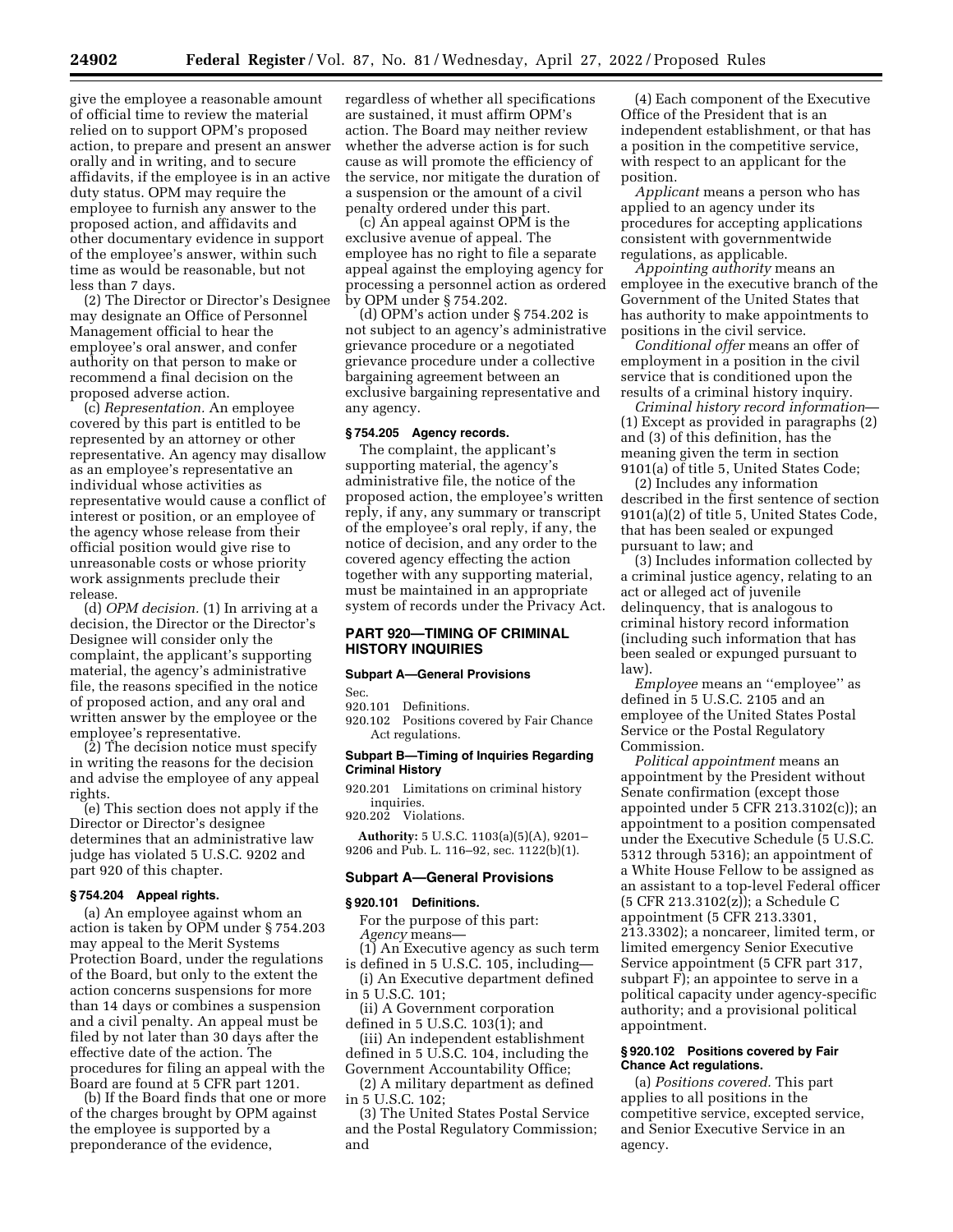give the employee a reasonable amount of official time to review the material relied on to support OPM's proposed action, to prepare and present an answer orally and in writing, and to secure affidavits, if the employee is in an active duty status. OPM may require the employee to furnish any answer to the proposed action, and affidavits and other documentary evidence in support of the employee's answer, within such time as would be reasonable, but not less than 7 days.

(2) The Director or Director's Designee may designate an Office of Personnel Management official to hear the employee's oral answer, and confer authority on that person to make or recommend a final decision on the proposed adverse action.

(c) *Representation.* An employee covered by this part is entitled to be represented by an attorney or other representative. An agency may disallow as an employee's representative an individual whose activities as representative would cause a conflict of interest or position, or an employee of the agency whose release from their official position would give rise to unreasonable costs or whose priority work assignments preclude their release.

(d) *OPM decision.* (1) In arriving at a decision, the Director or the Director's Designee will consider only the complaint, the applicant's supporting material, the agency's administrative file, the reasons specified in the notice of proposed action, and any oral and written answer by the employee or the employee's representative.

(2) The decision notice must specify in writing the reasons for the decision and advise the employee of any appeal rights.

(e) This section does not apply if the Director or Director's designee determines that an administrative law judge has violated 5 U.S.C. 9202 and part 920 of this chapter.

### § 754.204 Appeal rights.

(a) An employee against whom an action is taken by OPM under § 754.203 may appeal to the Merit Systems Protection Board, under the regulations of the Board, but only to the extent the action concerns suspensions for more than 14 days or combines a suspension and a civil penalty. An appeal must be filed by not later than 30 days after the effective date of the action. The procedures for filing an appeal with the Board are found at 5 CFR part 1201.

(b) If the Board finds that one or more of the charges brought by OPM against the employee is supported by a preponderance of the evidence, regardless of whether all specifications are sustained, it must affirm OPM's action. The Board may neither review whether the adverse action is for such cause as will promote the efficiency of the service, nor mitigate the duration of a suspension or the amount of a civil penalty ordered under this part.

(c) An appeal against OPM is the exclusive avenue of appeal. The employee has no right to file a separate appeal against the employing agency for processing a personnel action as ordered by OPM under § 754.202.

(d) OPM's action under § 754.202 is not subject to an agency's administrative grievance procedure or a negotiated grievance procedure under a collective bargaining agreement between an exclusive bargaining representative and any agency.

### § 754.205 Agency records.

The complaint, the applicant's supporting material, the agency's administrative file, the notice of the proposed action, the employee's written reply, if any, any summary or transcript of the employee's oral reply, if any, the notice of decision, and any order to the covered agency effecting the action together with any supporting material, must be maintained in an appropriate system of records under the Privacy Act.

## PART 920—TIMING OF CRIMINAL HISTORY INQUIRIES

### Subpart A—General Provisions

Sec.
920.101 Definitions.
920.102 Positions covered by Fair Chance Act regulations.

### Subpart B—Timing of Inquiries Regarding Criminal History

920.201 Limitations on criminal history inquiries.
920.202 Violations.

**Authority:** 5 U.S.C. 1103(a)(5)(A), 9201–9206 and Pub. L. 116–92, sec. 1122(b)(1).

### Subpart A—General Provisions

### § 920.101 Definitions.

For the purpose of this part:

*Agency* means—

(1) An Executive agency as such term is defined in 5 U.S.C. 105, including—

(i) An Executive department defined in 5 U.S.C. 101;

(ii) A Government corporation defined in 5 U.S.C. 103(1); and

(iii) An independent establishment defined in 5 U.S.C. 104, including the Government Accountability Office;

(2) A military department as defined in 5 U.S.C. 102;

(3) The United States Postal Service and the Postal Regulatory Commission; and

(4) Each component of the Executive Office of the President that is an independent establishment, or that has a position in the competitive service, with respect to an applicant for the position.

*Applicant* means a person who has applied to an agency under its procedures for accepting applications consistent with governmentwide regulations, as applicable.

*Appointing authority* means an employee in the executive branch of the Government of the United States that has authority to make appointments to positions in the civil service.

*Conditional offer* means an offer of employment in a position in the civil service that is conditioned upon the results of a criminal history inquiry.

*Criminal history record information*—(1) Except as provided in paragraphs (2) and (3) of this definition, has the meaning given the term in section 9101(a) of title 5, United States Code;

(2) Includes any information described in the first sentence of section 9101(a)(2) of title 5, United States Code, that has been sealed or expunged pursuant to law; and

(3) Includes information collected by a criminal justice agency, relating to an act or alleged act of juvenile delinquency, that is analogous to criminal history record information (including such information that has been sealed or expunged pursuant to law).

*Employee* means an "employee" as defined in 5 U.S.C. 2105 and an employee of the United States Postal Service or the Postal Regulatory Commission.

*Political appointment* means an appointment by the President without Senate confirmation (except those appointed under 5 CFR 213.3102(c)); an appointment to a position compensated under the Executive Schedule (5 U.S.C. 5312 through 5316); an appointment of a White House Fellow to be assigned as an assistant to a top-level Federal officer (5 CFR 213.3102(z)); a Schedule C appointment (5 CFR 213.3301, 213.3302); a noncareer, limited term, or limited emergency Senior Executive Service appointment (5 CFR part 317, subpart F); an appointee to serve in a political capacity under agency-specific authority; and a provisional political appointment.

### § 920.102 Positions covered by Fair Chance Act regulations.

(a) *Positions covered.* This part applies to all positions in the competitive service, excepted service, and Senior Executive Service in an agency.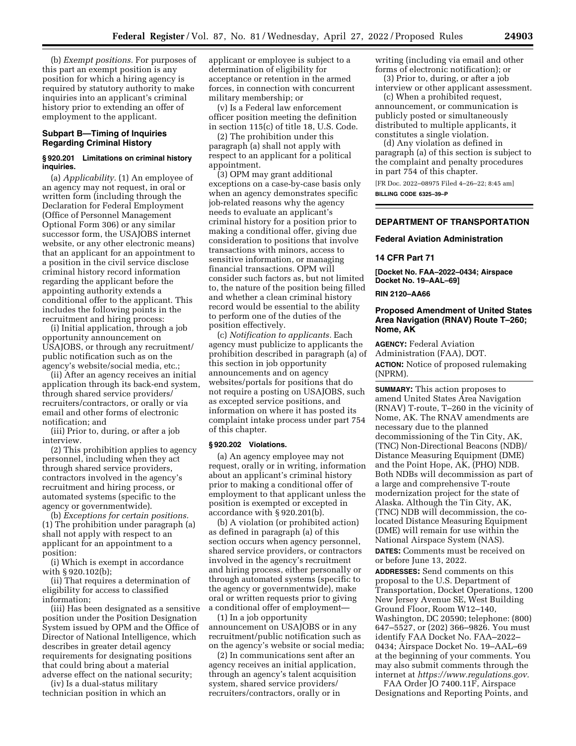(b) *Exempt positions.* For purposes of this part an exempt position is any position for which a hiring agency is required by statutory authority to make inquiries into an applicant's criminal history prior to extending an offer of employment to the applicant.

### Subpart B—Timing of Inquiries Regarding Criminal History

#### § 920.201 Limitations on criminal history inquiries.

(a) *Applicability.* (1) An employee of an agency may not request, in oral or written form (including through the Declaration for Federal Employment (Office of Personnel Management Optional Form 306) or any similar successor form, the USAJOBS internet website, or any other electronic means) that an applicant for an appointment to a position in the civil service disclose criminal history record information regarding the applicant before the appointing authority extends a conditional offer to the applicant. This includes the following points in the recruitment and hiring process:

(i) Initial application, through a job opportunity announcement on USAJOBS, or through any recruitment/public notification such as on the agency's website/social media, etc.;

(ii) After an agency receives an initial application through its back-end system, through shared service providers/recruiters/contractors, or orally or via email and other forms of electronic notification; and

(iii) Prior to, during, or after a job interview.

(2) This prohibition applies to agency personnel, including when they act through shared service providers, contractors involved in the agency's recruitment and hiring process, or automated systems (specific to the agency or governmentwide).

(b) *Exceptions for certain positions.* (1) The prohibition under paragraph (a) shall not apply with respect to an applicant for an appointment to a position:

(i) Which is exempt in accordance with § 920.102(b);

(ii) That requires a determination of eligibility for access to classified information;

(iii) Has been designated as a sensitive position under the Position Designation System issued by OPM and the Office of Director of National Intelligence, which describes in greater detail agency requirements for designating positions that could bring about a material adverse effect on the national security;

(iv) Is a dual-status military technician position in which an applicant or employee is subject to a determination of eligibility for acceptance or retention in the armed forces, in connection with concurrent military membership; or

(v) Is a Federal law enforcement officer position meeting the definition in section 115(c) of title 18, U.S. Code.

(2) The prohibition under this paragraph (a) shall not apply with respect to an applicant for a political appointment.

(3) OPM may grant additional exceptions on a case-by-case basis only when an agency demonstrates specific job-related reasons why the agency needs to evaluate an applicant's criminal history for a position prior to making a conditional offer, giving due consideration to positions that involve transactions with minors, access to sensitive information, or managing financial transactions. OPM will consider such factors as, but not limited to, the nature of the position being filled and whether a clean criminal history record would be essential to the ability to perform one of the duties of the position effectively.

(c) *Notification to applicants.* Each agency must publicize to applicants the prohibition described in paragraph (a) of this section in job opportunity announcements and on agency websites/portals for positions that do not require a posting on USAJOBS, such as excepted service positions, and information on where it has posted its complaint intake process under part 754 of this chapter.

#### § 920.202 Violations.

(a) An agency employee may not request, orally or in writing, information about an applicant's criminal history prior to making a conditional offer of employment to that applicant unless the position is exempted or excepted in accordance with § 920.201(b).

(b) A violation (or prohibited action) as defined in paragraph (a) of this section occurs when agency personnel, shared service providers, or contractors involved in the agency's recruitment and hiring process, either personally or through automated systems (specific to the agency or governmentwide), make oral or written requests prior to giving a conditional offer of employment—

(1) In a job opportunity announcement on USAJOBS or in any recruitment/public notification such as on the agency's website or social media;

(2) In communications sent after an agency receives an initial application, through an agency's talent acquisition system, shared service providers/recruiters/contractors, orally or in writing (including via email and other forms of electronic notification); or

(3) Prior to, during, or after a job interview or other applicant assessment.

(c) When a prohibited request, announcement, or communication is publicly posted or simultaneously distributed to multiple applicants, it constitutes a single violation.

(d) Any violation as defined in paragraph (a) of this section is subject to the complaint and penalty procedures in part 754 of this chapter.

[FR Doc. 2022–08975 Filed 4–26–22; 8:45 am]

**BILLING CODE 6325–39–P**

## DEPARTMENT OF TRANSPORTATION

### Federal Aviation Administration

### 14 CFR Part 71

**[Docket No. FAA–2022–0434; Airspace Docket No. 19–AAL–69]**

**RIN 2120–AA66**

### Proposed Amendment of United States Area Navigation (RNAV) Route T–260; Nome, AK

**AGENCY:** Federal Aviation Administration (FAA), DOT.

**ACTION:** Notice of proposed rulemaking (NPRM).

**SUMMARY:** This action proposes to amend United States Area Navigation (RNAV) T-route, T–260 in the vicinity of Nome, AK. The RNAV amendments are necessary due to the planned decommissioning of the Tin City, AK, (TNC) Non-Directional Beacons (NDB)/Distance Measuring Equipment (DME) and the Point Hope, AK, (PHO) NDB. Both NDBs will decommission as part of a large and comprehensive T-route modernization project for the state of Alaska. Although the Tin City, AK, (TNC) NDB will decommission, the co-located Distance Measuring Equipment (DME) will remain for use within the National Airspace System (NAS).

**DATES:** Comments must be received on or before June 13, 2022.

**ADDRESSES:** Send comments on this proposal to the U.S. Department of Transportation, Docket Operations, 1200 New Jersey Avenue SE, West Building Ground Floor, Room W12–140, Washington, DC 20590; telephone: (800) 647–5527, or (202) 366–9826. You must identify FAA Docket No. FAA–2022–0434; Airspace Docket No. 19–AAL–69 at the beginning of your comments. You may also submit comments through the internet at *https://www.regulations.gov.*

FAA Order JO 7400.11F, Airspace Designations and Reporting Points, and